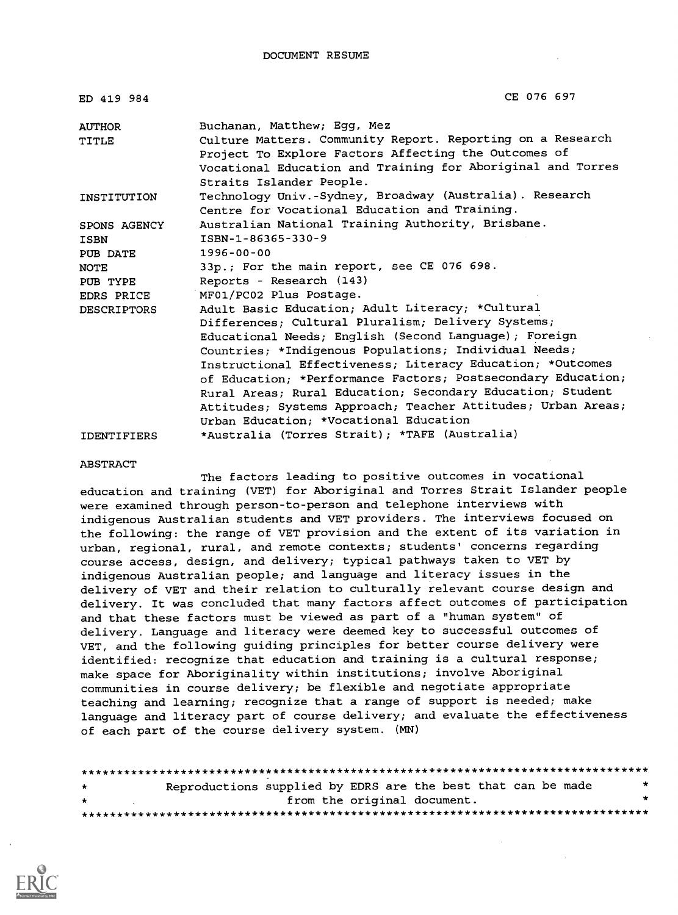DOCUMENT RESUME

| | |
|---|---|
| ED 419 984 | CE 076 697 |
| AUTHOR | Buchanan, Matthew; Egg, Mez |
| TITLE | Culture Matters. Community Report. Reporting on a Research Project To Explore Factors Affecting the Outcomes of Vocational Education and Training for Aboriginal and Torres Straits Islander People. |
| INSTITUTION | Technology Univ.-Sydney, Broadway (Australia). Research Centre for Vocational Education and Training. |
| SPONS AGENCY | Australian National Training Authority, Brisbane. |
| ISBN | ISBN-1-86365-330-9 |
| PUB DATE | 1996-00-00 |
| NOTE | 33p.; For the main report, see CE 076 698. |
| PUB TYPE | Reports - Research (143) |
| EDRS PRICE | MF01/PC02 Plus Postage. |
| DESCRIPTORS | Adult Basic Education; Adult Literacy; *Cultural Differences; Cultural Pluralism; Delivery Systems; Educational Needs; English (Second Language); Foreign Countries; *Indigenous Populations; Individual Needs; Instructional Effectiveness; Literacy Education; *Outcomes of Education; *Performance Factors; Postsecondary Education; Rural Areas; Rural Education; Secondary Education; Student Attitudes; Systems Approach; Teacher Attitudes; Urban Areas; Urban Education; *Vocational Education |
| IDENTIFIERS | *Australia (Torres Strait); *TAFE (Australia) |

ABSTRACT

The factors leading to positive outcomes in vocational education and training (VET) for Aboriginal and Torres Strait Islander people were examined through person-to-person and telephone interviews with indigenous Australian students and VET providers. The interviews focused on the following: the range of VET provision and the extent of its variation in urban, regional, rural, and remote contexts; students' concerns regarding course access, design, and delivery; typical pathways taken to VET by indigenous Australian people; and language and literacy issues in the delivery of VET and their relation to culturally relevant course design and delivery. It was concluded that many factors affect outcomes of participation and that these factors must be viewed as part of a "human system" of delivery. Language and literacy were deemed key to successful outcomes of VET, and the following guiding principles for better course delivery were identified: recognize that education and training is a cultural response; make space for Aboriginality within institutions; involve Aboriginal communities in course delivery; be flexible and negotiate appropriate teaching and learning; recognize that a range of support is needed; make language and literacy part of course delivery; and evaluate the effectiveness of each part of the course delivery system. (MN)

********************************************************************************
* Reproductions supplied by EDRS are the best that can be made *
* from the original document. *
********************************************************************************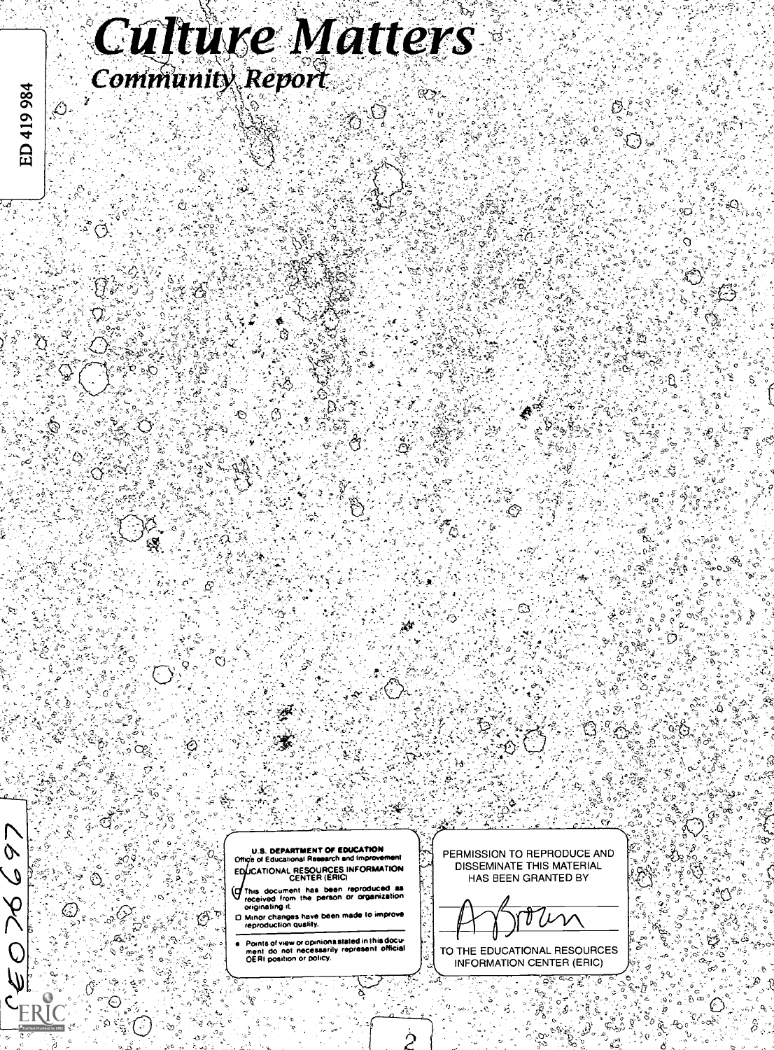# Culture Matters

## Community Report

ED 419 984

U.S. DEPARTMENT OF EDUCATION
Office of Educational Research and Improvement
EDUCATIONAL RESOURCES INFORMATION CENTER (ERIC)

- This document has been reproduced as received from the person or organization originating it.
- Minor changes have been made to improve reproduction quality.

- Points of view or opinions stated in this document do not necessarily represent official OERI position or policy.

PERMISSION TO REPRODUCE AND DISSEMINATE THIS MATERIAL HAS BEEN GRANTED BY

A Brown

TO THE EDUCATIONAL RESOURCES INFORMATION CENTER (ERIC)

CE076697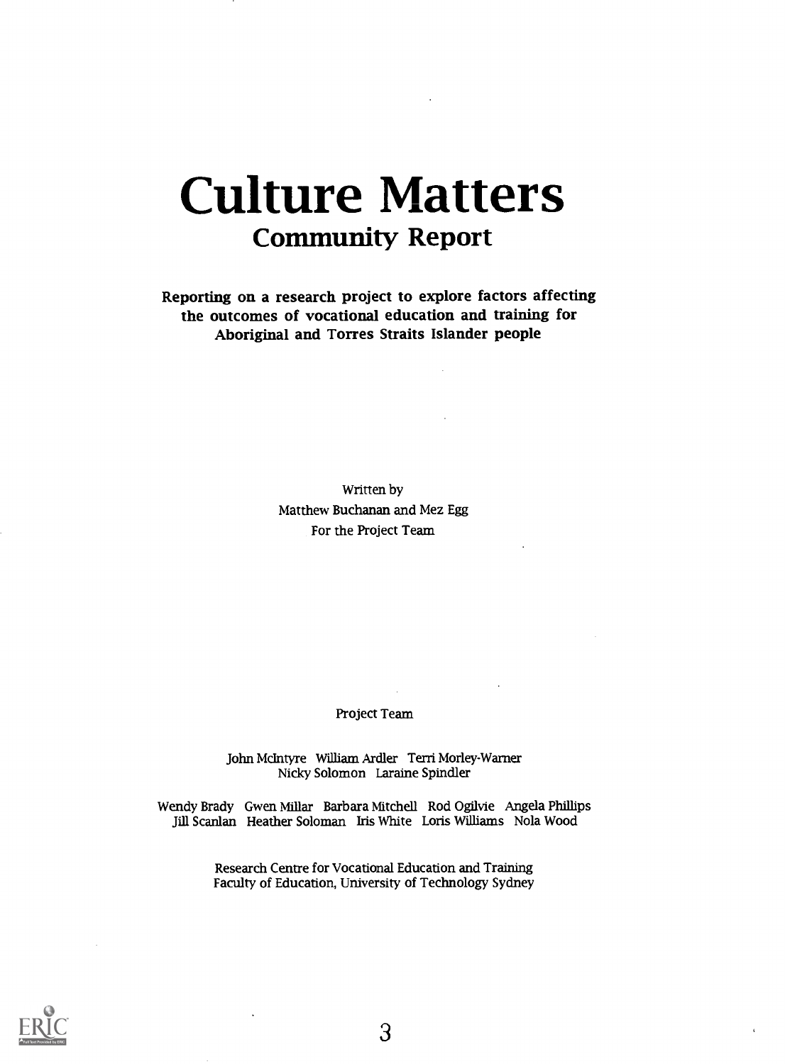# Culture Matters

## Community Report

**Reporting on a research project to explore factors affecting the outcomes of vocational education and training for Aboriginal and Torres Straits Islander people**

Written by
Matthew Buchanan and Mez Egg
For the Project Team

Project Team

John McIntyre William Ardler Terri Morley-Warner
Nicky Solomon Laraine Spindler

Wendy Brady Gwen Millar Barbara Mitchell Rod Ogilvie Angela Phillips
Jill Scanlan Heather Soloman Iris White Loris Williams Nola Wood

Research Centre for Vocational Education and Training
Faculty of Education, University of Technology Sydney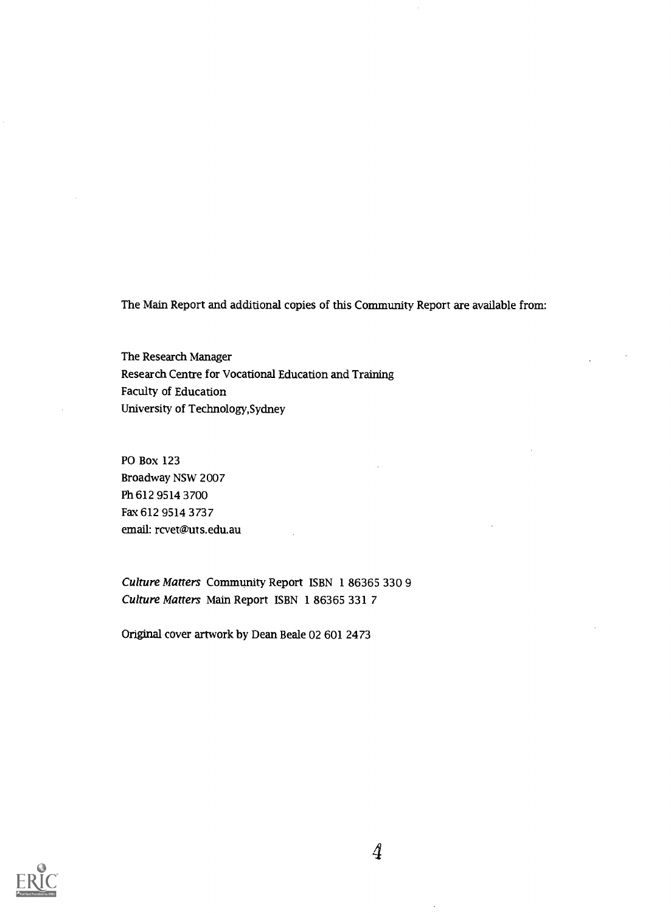The Main Report and additional copies of this Community Report are available from:

The Research Manager
Research Centre for Vocational Education and Training
Faculty of Education
University of Technology,Sydney

PO Box 123
Broadway NSW 2007
Ph 612 9514 3700
Fax 612 9514 3737
email: rcvet@uts.edu.au

*Culture Matters* Community Report ISBN 1 86365 330 9
*Culture Matters* Main Report ISBN 1 86365 331 7

Original cover artwork by Dean Beale 02 601 2473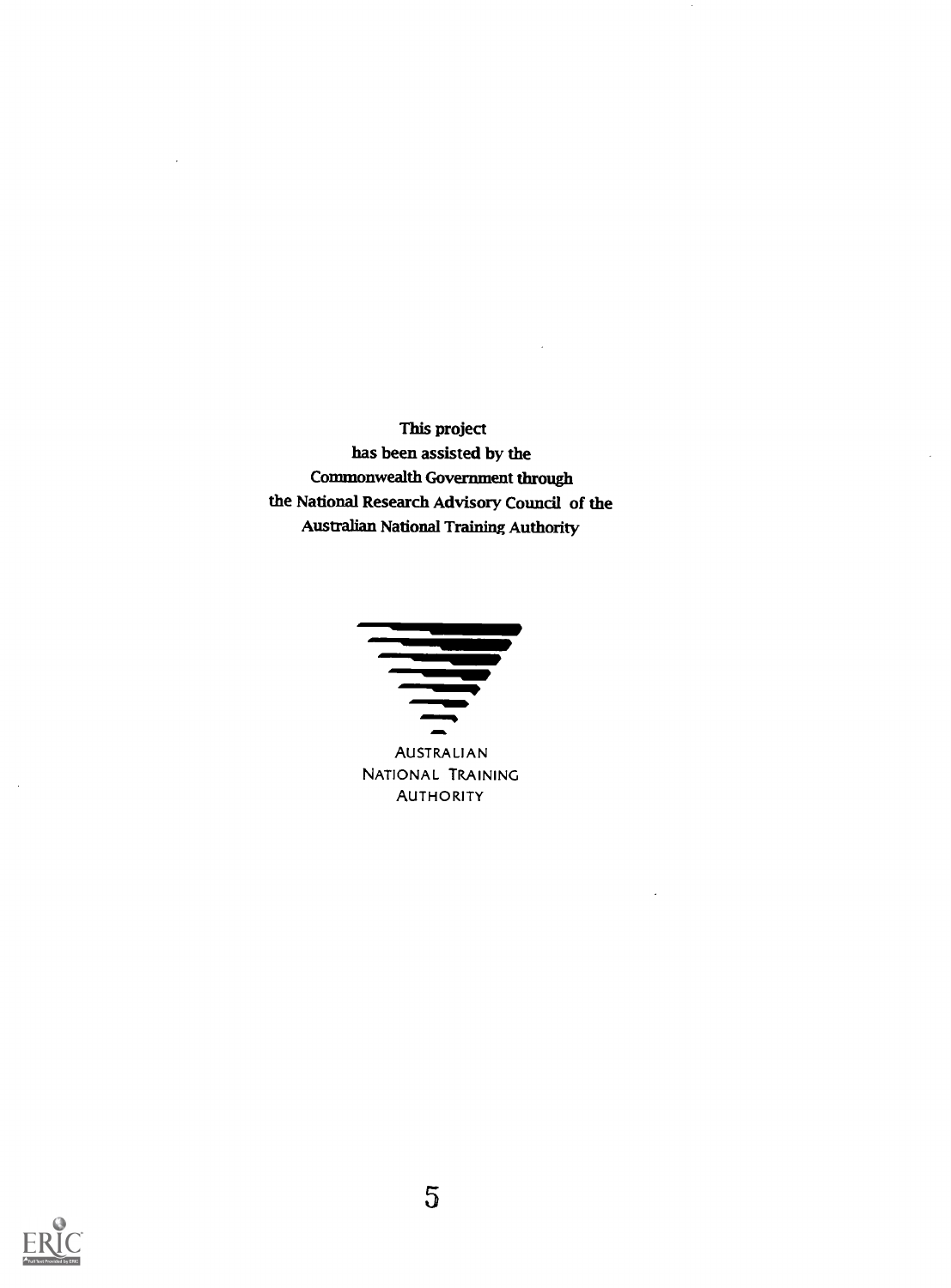This project
has been assisted by the
Commonwealth Government through
the National Research Advisory Council of the
Australian National Training Authority

AUSTRALIAN
NATIONAL TRAINING
AUTHORITY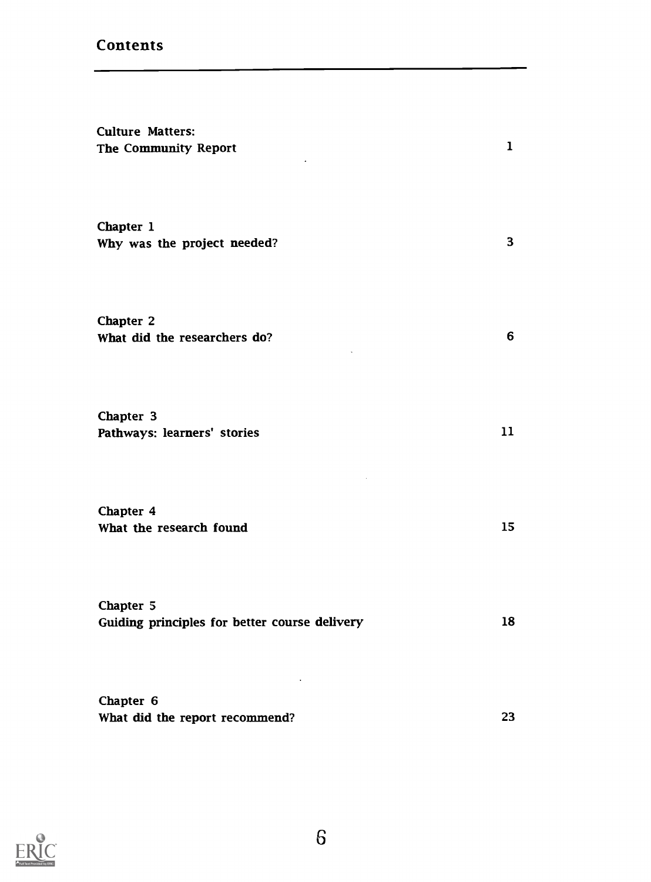# Contents

| | |
|---|---|
| Culture Matters:<br>The Community Report | 1 |
| Chapter 1<br>Why was the project needed? | 3 |
| Chapter 2<br>What did the researchers do? | 6 |
| Chapter 3<br>Pathways: learners' stories | 11 |
| Chapter 4<br>What the research found | 15 |
| Chapter 5<br>Guiding principles for better course delivery | 18 |
| Chapter 6<br>What did the report recommend? | 23 |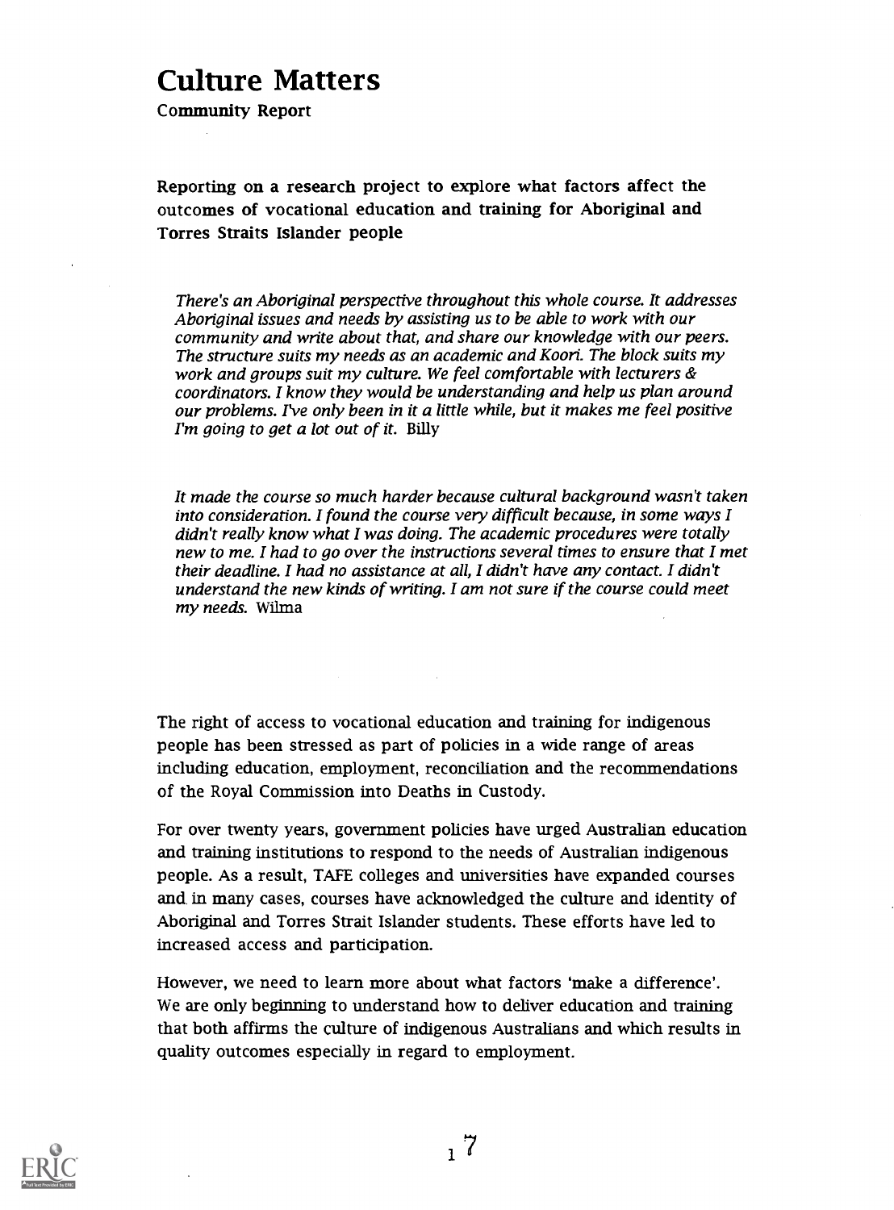# Culture Matters

Community Report

**Reporting on a research project to explore what factors affect the outcomes of vocational education and training for Aboriginal and Torres Straits Islander people**

> *There's an Aboriginal perspective throughout this whole course. It addresses Aboriginal issues and needs by assisting us to be able to work with our community and write about that, and share our knowledge with our peers. The structure suits my needs as an academic and Koori. The block suits my work and groups suit my culture. We feel comfortable with lecturers & coordinators. I know they would be understanding and help us plan around our problems. I've only been in it a little while, but it makes me feel positive I'm going to get a lot out of it.* Billy

> *It made the course so much harder because cultural background wasn't taken into consideration. I found the course very difficult because, in some ways I didn't really know what I was doing. The academic procedures were totally new to me. I had to go over the instructions several times to ensure that I met their deadline. I had no assistance at all, I didn't have any contact. I didn't understand the new kinds of writing. I am not sure if the course could meet my needs.* Wilma

The right of access to vocational education and training for indigenous people has been stressed as part of policies in a wide range of areas including education, employment, reconciliation and the recommendations of the Royal Commission into Deaths in Custody.

For over twenty years, government policies have urged Australian education and training institutions to respond to the needs of Australian indigenous people. As a result, TAFE colleges and universities have expanded courses and in many cases, courses have acknowledged the culture and identity of Aboriginal and Torres Strait Islander students. These efforts have led to increased access and participation.

However, we need to learn more about what factors 'make a difference'. We are only beginning to understand how to deliver education and training that both affirms the culture of indigenous Australians and which results in quality outcomes especially in regard to employment.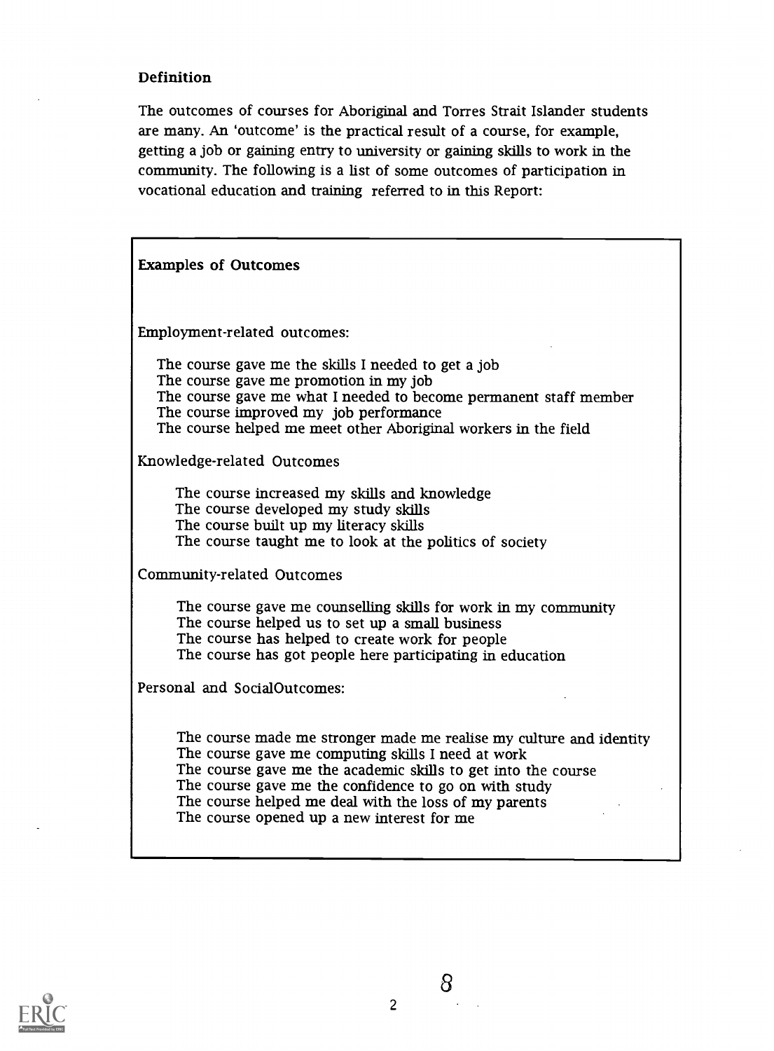### Definition

The outcomes of courses for Aboriginal and Torres Strait Islander students are many. An 'outcome' is the practical result of a course, for example, getting a job or gaining entry to university or gaining skills to work in the community. The following is a list of some outcomes of participation in vocational education and training referred to in this Report:

**Examples of Outcomes**

Employment-related outcomes:

- The course gave me the skills I needed to get a job
- The course gave me promotion in my job
- The course gave me what I needed to become permanent staff member
- The course improved my job performance
- The course helped me meet other Aboriginal workers in the field

Knowledge-related Outcomes

- The course increased my skills and knowledge
- The course developed my study skills
- The course built up my literacy skills
- The course taught me to look at the politics of society

Community-related Outcomes

- The course gave me counselling skills for work in my community
- The course helped us to set up a small business
- The course has helped to create work for people
- The course has got people here participating in education

Personal and SocialOutcomes:

- The course made me stronger made me realise my culture and identity
- The course gave me computing skills I need at work
- The course gave me the academic skills to get into the course
- The course gave me the confidence to go on with study
- The course helped me deal with the loss of my parents
- The course opened up a new interest for me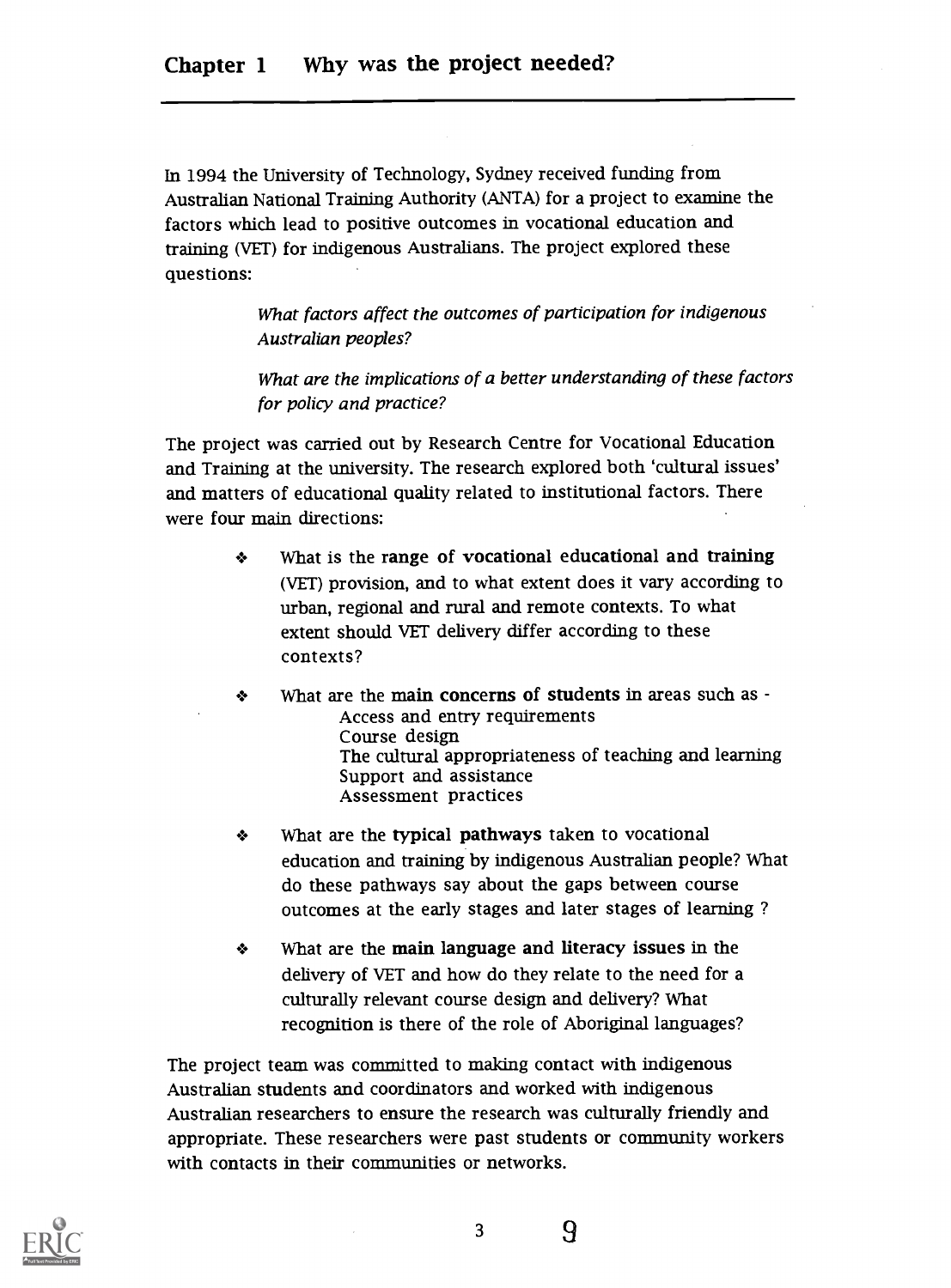## Chapter 1 Why was the project needed?

In 1994 the University of Technology, Sydney received funding from Australian National Training Authority (ANTA) for a project to examine the factors which lead to positive outcomes in vocational education and training (VET) for indigenous Australians. The project explored these questions:

> *What factors affect the outcomes of participation for indigenous Australian peoples?*
>
> *What are the implications of a better understanding of these factors for policy and practice?*

The project was carried out by Research Centre for Vocational Education and Training at the university. The research explored both 'cultural issues' and matters of educational quality related to institutional factors. There were four main directions:

- What is the **range of vocational educational and training** (VET) provision, and to what extent does it vary according to urban, regional and rural and remote contexts. To what extent should VET delivery differ according to these contexts?
- What are the **main concerns of students** in areas such as -
  - Access and entry requirements
  - Course design
  - The cultural appropriateness of teaching and learning
  - Support and assistance
  - Assessment practices
- What are the **typical pathways** taken to vocational education and training by indigenous Australian people? What do these pathways say about the gaps between course outcomes at the early stages and later stages of learning ?
- What are the **main language and literacy issues** in the delivery of VET and how do they relate to the need for a culturally relevant course design and delivery? What recognition is there of the role of Aboriginal languages?

The project team was committed to making contact with indigenous Australian students and coordinators and worked with indigenous Australian researchers to ensure the research was culturally friendly and appropriate. These researchers were past students or community workers with contacts in their communities or networks.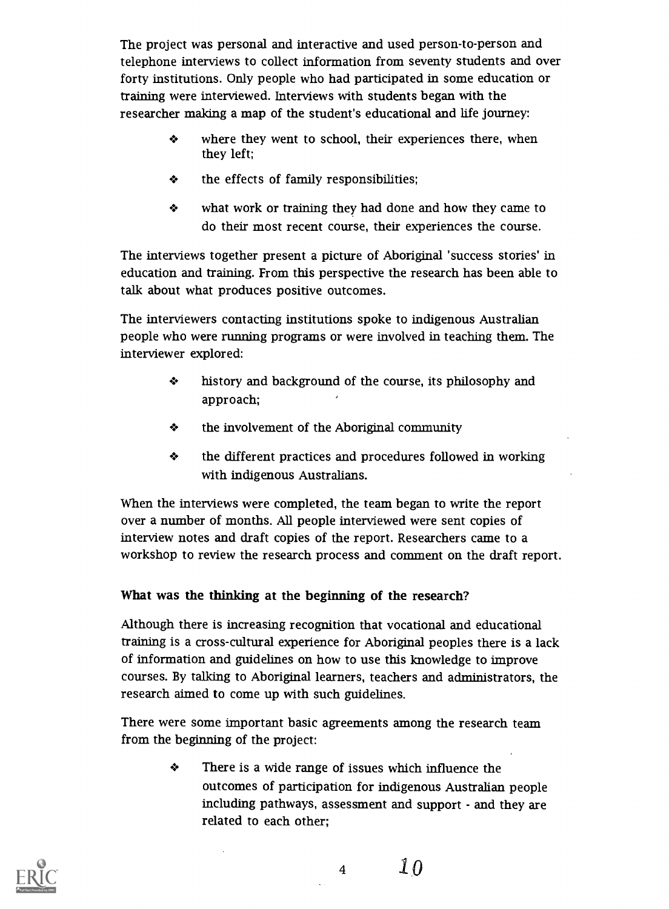The project was personal and interactive and used person-to-person and telephone interviews to collect information from seventy students and over forty institutions. Only people who had participated in some education or training were interviewed. Interviews with students began with the researcher making a map of the student's educational and life journey:

- where they went to school, their experiences there, when they left;
- the effects of family responsibilities;
- what work or training they had done and how they came to do their most recent course, their experiences the course.

The interviews together present a picture of Aboriginal 'success stories' in education and training. From this perspective the research has been able to talk about what produces positive outcomes.

The interviewers contacting institutions spoke to indigenous Australian people who were running programs or were involved in teaching them. The interviewer explored:

- history and background of the course, its philosophy and approach;
- the involvement of the Aboriginal community
- the different practices and procedures followed in working with indigenous Australians.

When the interviews were completed, the team began to write the report over a number of months. All people interviewed were sent copies of interview notes and draft copies of the report. Researchers came to a workshop to review the research process and comment on the draft report.

### What was the thinking at the beginning of the research?

Although there is increasing recognition that vocational and educational training is a cross-cultural experience for Aboriginal peoples there is a lack of information and guidelines on how to use this knowledge to improve courses. By talking to Aboriginal learners, teachers and administrators, the research aimed to come up with such guidelines.

There were some important basic agreements among the research team from the beginning of the project:

- There is a wide range of issues which influence the outcomes of participation for indigenous Australian people including pathways, assessment and support - and they are related to each other;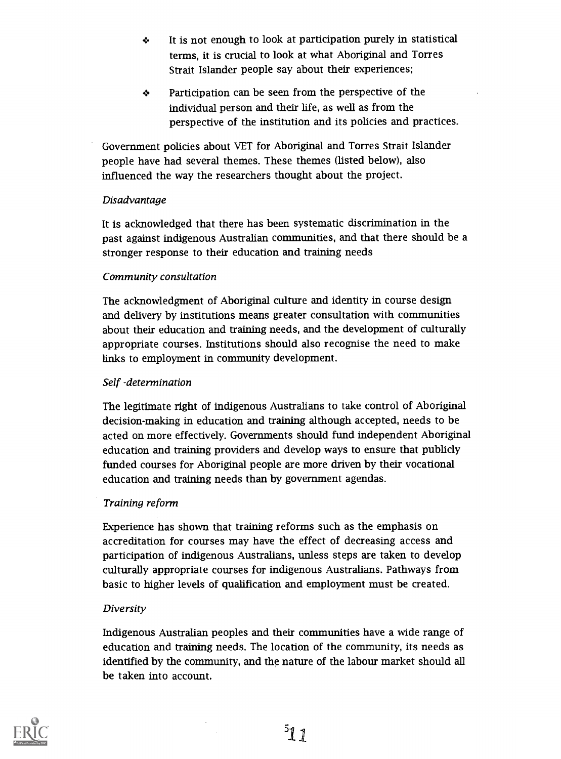- It is not enough to look at participation purely in statistical terms, it is crucial to look at what Aboriginal and Torres Strait Islander people say about their experiences;
- Participation can be seen from the perspective of the individual person and their life, as well as from the perspective of the institution and its policies and practices.

Government policies about VET for Aboriginal and Torres Strait Islander people have had several themes. These themes (listed below), also influenced the way the researchers thought about the project.

*Disadvantage*

It is acknowledged that there has been systematic discrimination in the past against indigenous Australian communities, and that there should be a stronger response to their education and training needs

*Community consultation*

The acknowledgment of Aboriginal culture and identity in course design and delivery by institutions means greater consultation with communities about their education and training needs, and the development of culturally appropriate courses. Institutions should also recognise the need to make links to employment in community development.

*Self -determination*

The legitimate right of indigenous Australians to take control of Aboriginal decision-making in education and training although accepted, needs to be acted on more effectively. Governments should fund independent Aboriginal education and training providers and develop ways to ensure that publicly funded courses for Aboriginal people are more driven by their vocational education and training needs than by government agendas.

*Training reform*

Experience has shown that training reforms such as the emphasis on accreditation for courses may have the effect of decreasing access and participation of indigenous Australians, unless steps are taken to develop culturally appropriate courses for indigenous Australians. Pathways from basic to higher levels of qualification and employment must be created.

*Diversity*

Indigenous Australian peoples and their communities have a wide range of education and training needs. The location of the community, its needs as identified by the community, and the nature of the labour market should all be taken into account.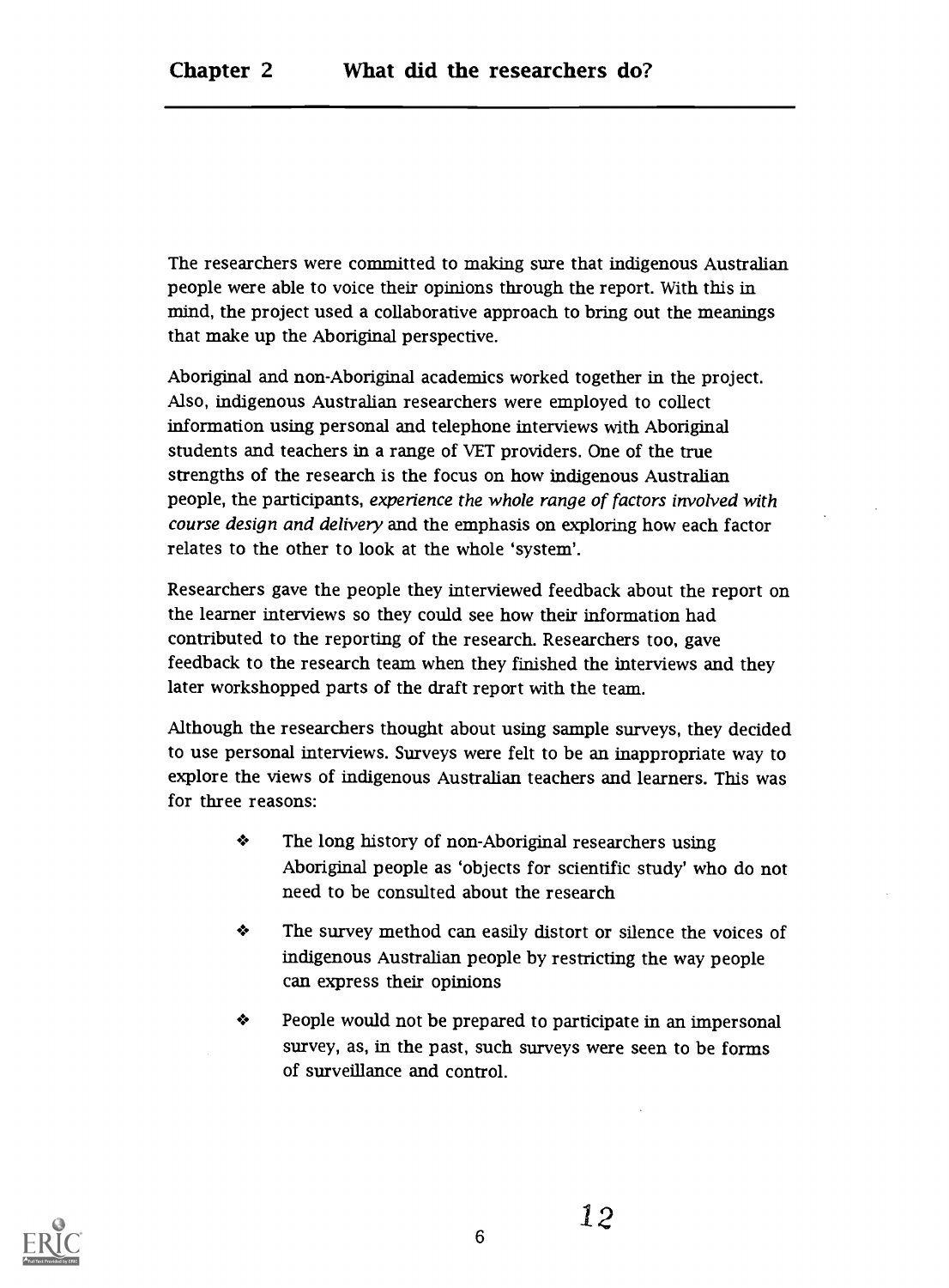# Chapter 2 What did the researchers do?

The researchers were committed to making sure that indigenous Australian people were able to voice their opinions through the report. With this in mind, the project used a collaborative approach to bring out the meanings that make up the Aboriginal perspective.

Aboriginal and non-Aboriginal academics worked together in the project. Also, indigenous Australian researchers were employed to collect information using personal and telephone interviews with Aboriginal students and teachers in a range of VET providers. One of the true strengths of the research is the focus on how indigenous Australian people, the participants, *experience the whole range of factors involved with course design and delivery* and the emphasis on exploring how each factor relates to the other to look at the whole 'system'.

Researchers gave the people they interviewed feedback about the report on the learner interviews so they could see how their information had contributed to the reporting of the research. Researchers too, gave feedback to the research team when they finished the interviews and they later workshopped parts of the draft report with the team.

Although the researchers thought about using sample surveys, they decided to use personal interviews. Surveys were felt to be an inappropriate way to explore the views of indigenous Australian teachers and learners. This was for three reasons:

- The long history of non-Aboriginal researchers using Aboriginal people as 'objects for scientific study' who do not need to be consulted about the research
- The survey method can easily distort or silence the voices of indigenous Australian people by restricting the way people can express their opinions
- People would not be prepared to participate in an impersonal survey, as, in the past, such surveys were seen to be forms of surveillance and control.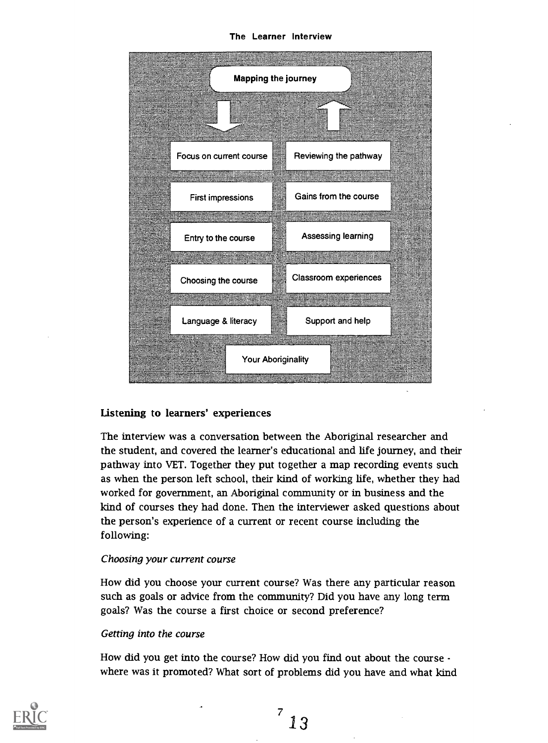**The Learner Interview**

**Mapping the journey**

| | |
|---|---|
| Focus on current course | Reviewing the pathway |
| First impressions | Gains from the course |
| Entry to the course | Assessing learning |
| Choosing the course | Classroom experiences |
| Language & literacy | Support and help |

Your Aboriginality

### Listening to learners' experiences

The interview was a conversation between the Aboriginal researcher and the student, and covered the learner's educational and life journey, and their pathway into VET. Together they put together a map recording events such as when the person left school, their kind of working life, whether they had worked for government, an Aboriginal community or in business and the kind of courses they had done. Then the interviewer asked questions about the person's experience of a current or recent course including the following:

*Choosing your current course*

How did you choose your current course? Was there any particular reason such as goals or advice from the community? Did you have any long term goals? Was the course a first choice or second preference?

*Getting into the course*

How did you get into the course? How did you find out about the course - where was it promoted? What sort of problems did you have and what kind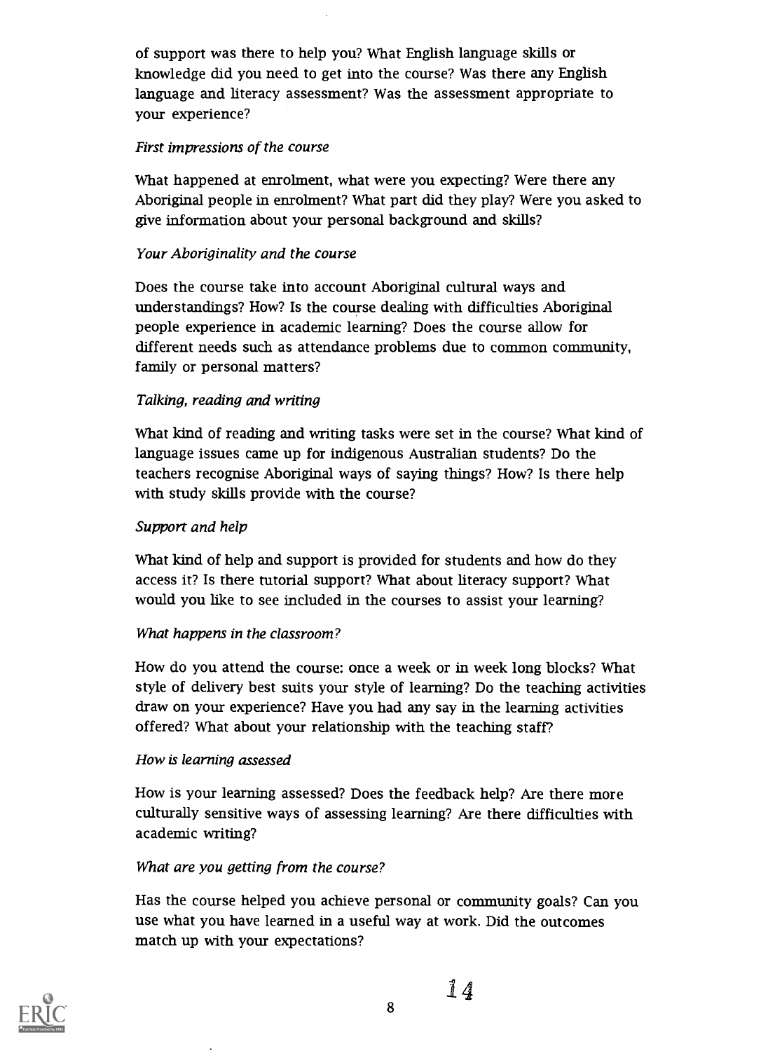of support was there to help you? What English language skills or knowledge did you need to get into the course? Was there any English language and literacy assessment? Was the assessment appropriate to your experience?

*First impressions of the course*

What happened at enrolment, what were you expecting? Were there any Aboriginal people in enrolment? What part did they play? Were you asked to give information about your personal background and skills?

*Your Aboriginality and the course*

Does the course take into account Aboriginal cultural ways and understandings? How? Is the course dealing with difficulties Aboriginal people experience in academic learning? Does the course allow for different needs such as attendance problems due to common community, family or personal matters?

*Talking, reading and writing*

What kind of reading and writing tasks were set in the course? What kind of language issues came up for indigenous Australian students? Do the teachers recognise Aboriginal ways of saying things? How? Is there help with study skills provide with the course?

*Support and help*

What kind of help and support is provided for students and how do they access it? Is there tutorial support? What about literacy support? What would you like to see included in the courses to assist your learning?

*What happens in the classroom?*

How do you attend the course: once a week or in week long blocks? What style of delivery best suits your style of learning? Do the teaching activities draw on your experience? Have you had any say in the learning activities offered? What about your relationship with the teaching staff?

*How is learning assessed*

How is your learning assessed? Does the feedback help? Are there more culturally sensitive ways of assessing learning? Are there difficulties with academic writing?

*What are you getting from the course?*

Has the course helped you achieve personal or community goals? Can you use what you have learned in a useful way at work. Did the outcomes match up with your expectations?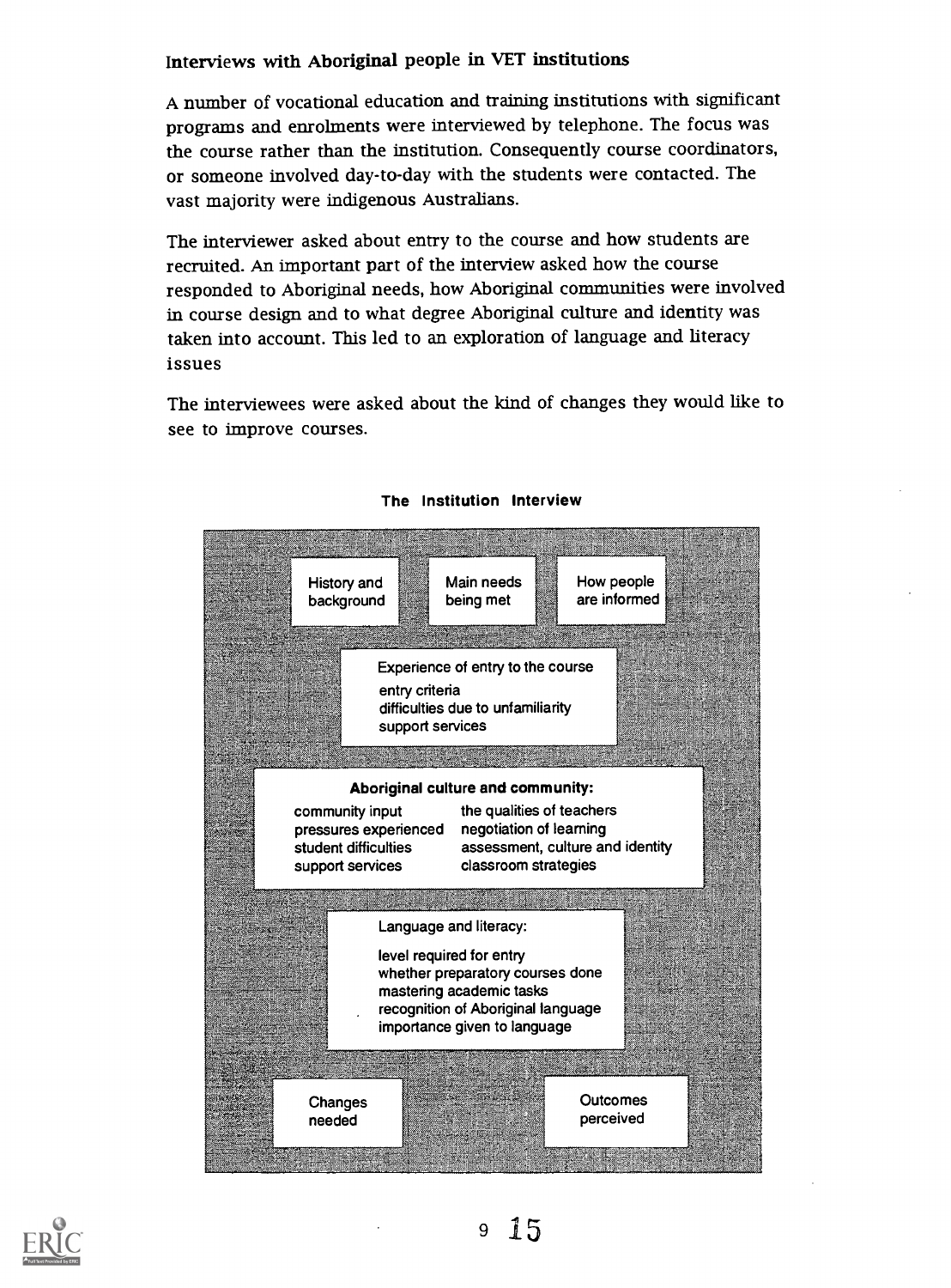### Interviews with Aboriginal people in VET institutions

A number of vocational education and training institutions with significant programs and enrolments were interviewed by telephone. The focus was the course rather than the institution. Consequently course coordinators, or someone involved day-to-day with the students were contacted. The vast majority were indigenous Australians.

The interviewer asked about entry to the course and how students are recruited. An important part of the interview asked how the course responded to Aboriginal needs, how Aboriginal communities were involved in course design and to what degree Aboriginal culture and identity was taken into account. This led to an exploration of language and literacy issues

The interviewees were asked about the kind of changes they would like to see to improve courses.

**The Institution Interview**

History and background

Main needs being met

How people are informed

Experience of entry to the course
- entry criteria
- difficulties due to unfamiliarity
- support services

**Aboriginal culture and community:**
- community input
- pressures experienced
- student difficulties
- support services
- the qualities of teachers
- negotiation of learning
- assessment, culture and identity
- classroom strategies

Language and literacy:
- level required for entry
- whether preparatory courses done
- mastering academic tasks
- recognition of Aboriginal language
- importance given to language

Changes needed

Outcomes perceived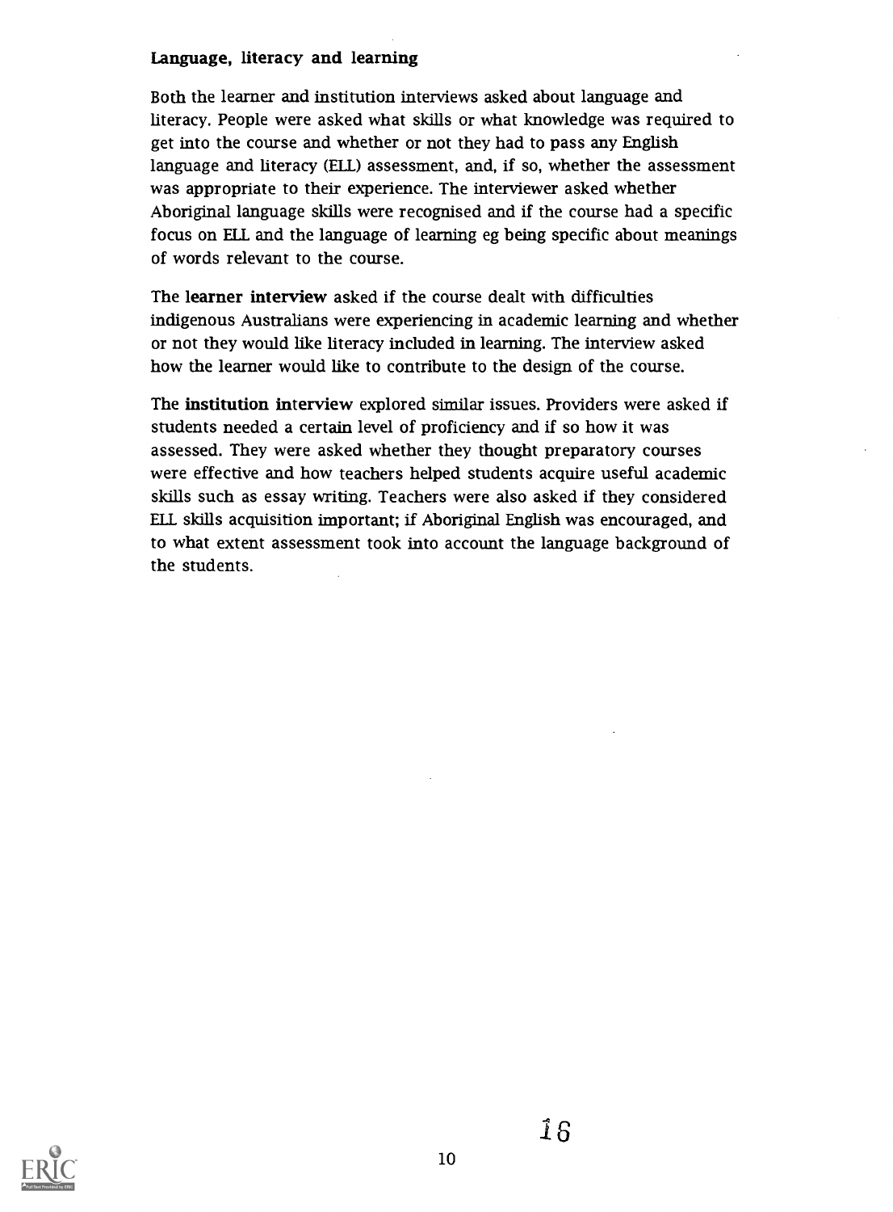### Language, literacy and learning

Both the learner and institution interviews asked about language and literacy. People were asked what skills or what knowledge was required to get into the course and whether or not they had to pass any English language and literacy (ELL) assessment, and, if so, whether the assessment was appropriate to their experience. The interviewer asked whether Aboriginal language skills were recognised and if the course had a specific focus on ELL and the language of learning eg being specific about meanings of words relevant to the course.

The **learner interview** asked if the course dealt with difficulties indigenous Australians were experiencing in academic learning and whether or not they would like literacy included in learning. The interview asked how the learner would like to contribute to the design of the course.

The **institution interview** explored similar issues. Providers were asked if students needed a certain level of proficiency and if so how it was assessed. They were asked whether they thought preparatory courses were effective and how teachers helped students acquire useful academic skills such as essay writing. Teachers were also asked if they considered ELL skills acquisition important; if Aboriginal English was encouraged, and to what extent assessment took into account the language background of the students.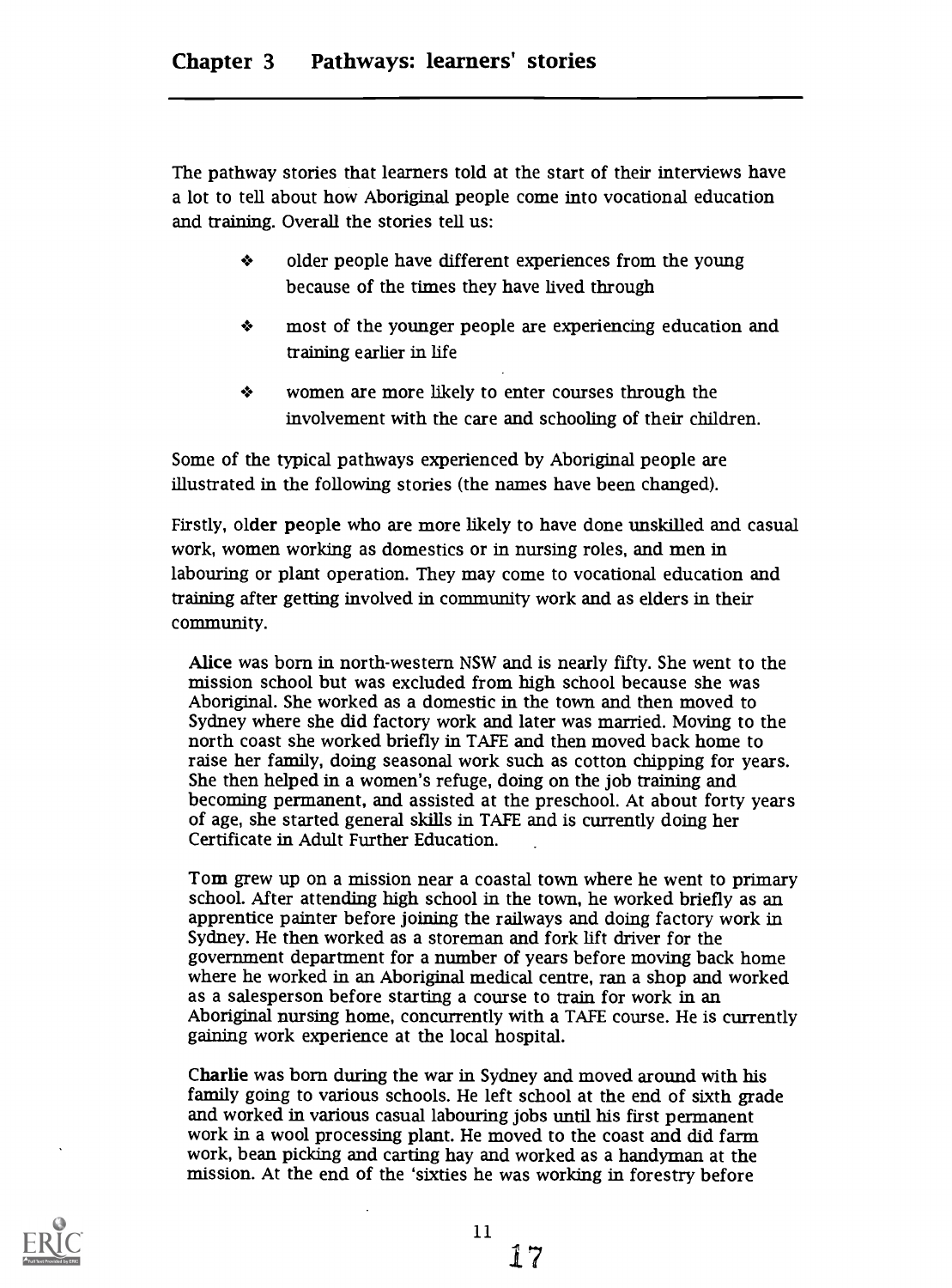# Chapter 3 Pathways: learners' stories

The pathway stories that learners told at the start of their interviews have a lot to tell about how Aboriginal people come into vocational education and training. Overall the stories tell us:

- older people have different experiences from the young because of the times they have lived through
- most of the younger people are experiencing education and training earlier in life
- women are more likely to enter courses through the involvement with the care and schooling of their children.

Some of the typical pathways experienced by Aboriginal people are illustrated in the following stories (the names have been changed).

Firstly, older **people** who are more likely to have done unskilled and casual work, women working as domestics or in nursing roles, and men in labouring or plant operation. They may come to vocational education and training after getting involved in community work and as elders in their community.

> **Alice** was born in north-western NSW and is nearly fifty. She went to the mission school but was excluded from high school because she was Aboriginal. She worked as a domestic in the town and then moved to Sydney where she did factory work and later was married. Moving to the north coast she worked briefly in TAFE and then moved back home to raise her family, doing seasonal work such as cotton chipping for years. She then helped in a women's refuge, doing on the job training and becoming permanent, and assisted at the preschool. At about forty years of age, she started general skills in TAFE and is currently doing her Certificate in Adult Further Education.

> **Tom** grew up on a mission near a coastal town where he went to primary school. After attending high school in the town, he worked briefly as an apprentice painter before joining the railways and doing factory work in Sydney. He then worked as a storeman and fork lift driver for the government department for a number of years before moving back home where he worked in an Aboriginal medical centre, ran a shop and worked as a salesperson before starting a course to train for work in an Aboriginal nursing home, concurrently with a TAFE course. He is currently gaining work experience at the local hospital.

> **Charlie** was born during the war in Sydney and moved around with his family going to various schools. He left school at the end of sixth grade and worked in various casual labouring jobs until his first permanent work in a wool processing plant. He moved to the coast and did farm work, bean picking and carting hay and worked as a handyman at the mission. At the end of the 'sixties he was working in forestry before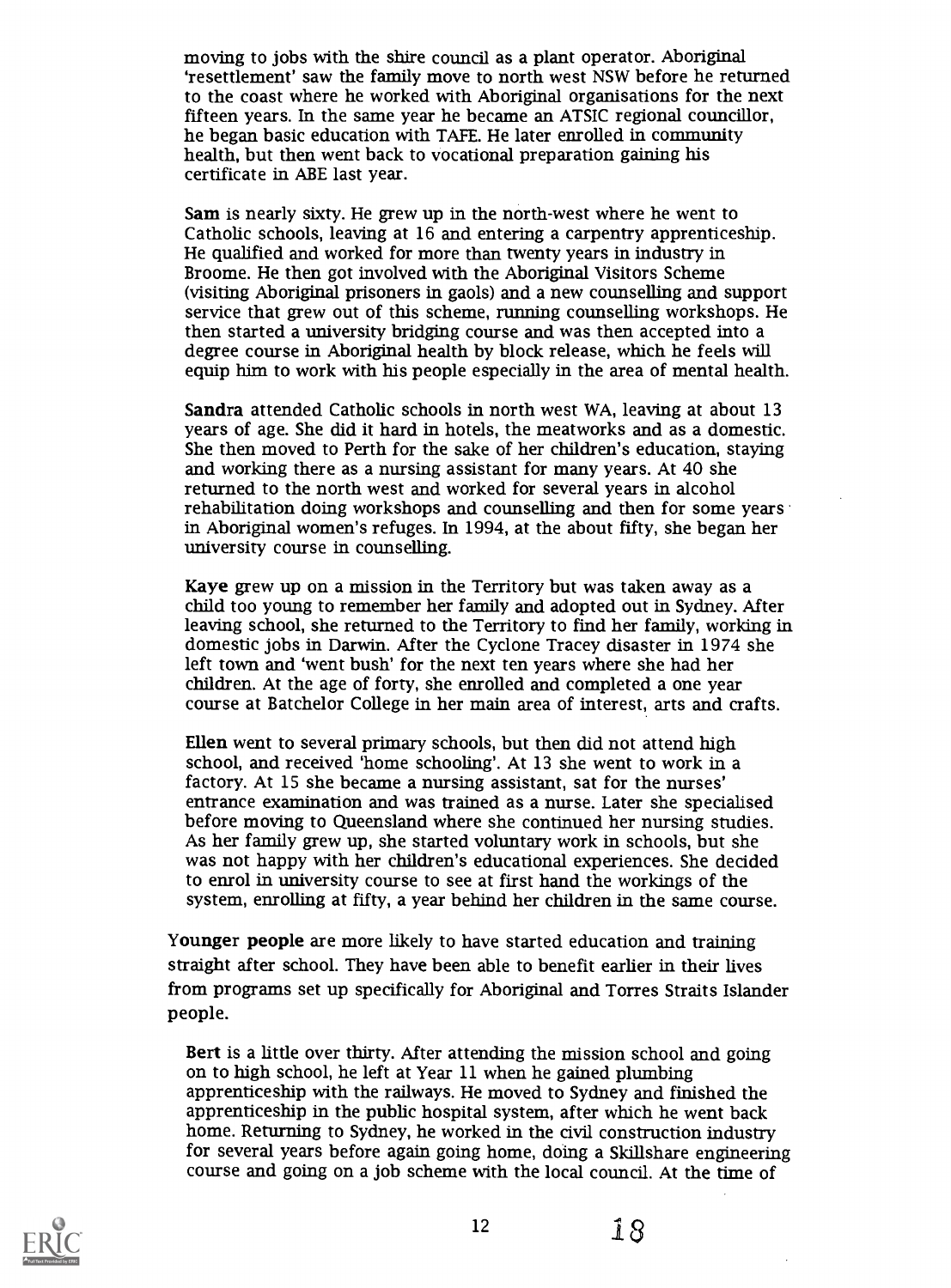moving to jobs with the shire council as a plant operator. Aboriginal 'resettlement' saw the family move to north west NSW before he returned to the coast where he worked with Aboriginal organisations for the next fifteen years. In the same year he became an ATSIC regional councillor, he began basic education with TAFE. He later enrolled in community health, but then went back to vocational preparation gaining his certificate in ABE last year.

**Sam** is nearly sixty. He grew up in the north-west where he went to Catholic schools, leaving at 16 and entering a carpentry apprenticeship. He qualified and worked for more than twenty years in industry in Broome. He then got involved with the Aboriginal Visitors Scheme (visiting Aboriginal prisoners in gaols) and a new counselling and support service that grew out of this scheme, running counselling workshops. He then started a university bridging course and was then accepted into a degree course in Aboriginal health by block release, which he feels will equip him to work with his people especially in the area of mental health.

**Sandra** attended Catholic schools in north west WA, leaving at about 13 years of age. She did it hard in hotels, the meatworks and as a domestic. She then moved to Perth for the sake of her children's education, staying and working there as a nursing assistant for many years. At 40 she returned to the north west and worked for several years in alcohol rehabilitation doing workshops and counselling and then for some years in Aboriginal women's refuges. In 1994, at the about fifty, she began her university course in counselling.

**Kaye** grew up on a mission in the Territory but was taken away as a child too young to remember her family and adopted out in Sydney. After leaving school, she returned to the Territory to find her family, working in domestic jobs in Darwin. After the Cyclone Tracey disaster in 1974 she left town and 'went bush' for the next ten years where she had her children. At the age of forty, she enrolled and completed a one year course at Batchelor College in her main area of interest, arts and crafts.

**Ellen** went to several primary schools, but then did not attend high school, and received 'home schooling'. At 13 she went to work in a factory. At 15 she became a nursing assistant, sat for the nurses' entrance examination and was trained as a nurse. Later she specialised before moving to Queensland where she continued her nursing studies. As her family grew up, she started voluntary work in schools, but she was not happy with her children's educational experiences. She decided to enrol in university course to see at first hand the workings of the system, enrolling at fifty, a year behind her children in the same course.

**Younger people** are more likely to have started education and training straight after school. They have been able to benefit earlier in their lives from programs set up specifically for Aboriginal and Torres Straits Islander people.

**Bert** is a little over thirty. After attending the mission school and going on to high school, he left at Year 11 when he gained plumbing apprenticeship with the railways. He moved to Sydney and finished the apprenticeship in the public hospital system, after which he went back home. Returning to Sydney, he worked in the civil construction industry for several years before again going home, doing a Skillshare engineering course and going on a job scheme with the local council. At the time of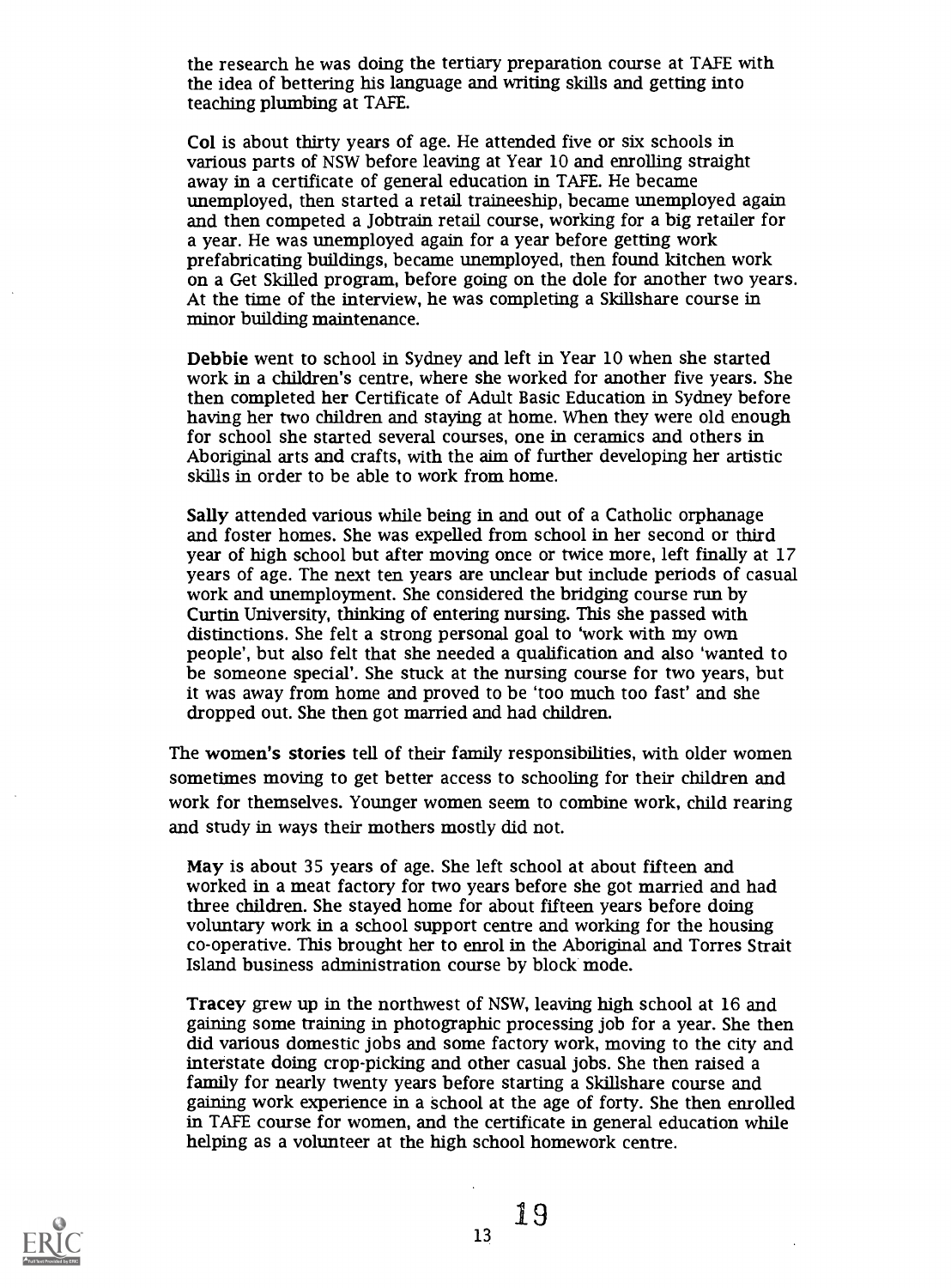the research he was doing the tertiary preparation course at TAFE with the idea of bettering his language and writing skills and getting into teaching plumbing at TAFE.

**Col** is about thirty years of age. He attended five or six schools in various parts of NSW before leaving at Year 10 and enrolling straight away in a certificate of general education in TAFE. He became unemployed, then started a retail traineeship, became unemployed again and then competed a Jobtrain retail course, working for a big retailer for a year. He was unemployed again for a year before getting work prefabricating buildings, became unemployed, then found kitchen work on a Get Skilled program, before going on the dole for another two years. At the time of the interview, he was completing a Skillshare course in minor building maintenance.

**Debbie** went to school in Sydney and left in Year 10 when she started work in a children's centre, where she worked for another five years. She then completed her Certificate of Adult Basic Education in Sydney before having her two children and staying at home. When they were old enough for school she started several courses, one in ceramics and others in Aboriginal arts and crafts, with the aim of further developing her artistic skills in order to be able to work from home.

**Sally** attended various while being in and out of a Catholic orphanage and foster homes. She was expelled from school in her second or third year of high school but after moving once or twice more, left finally at 17 years of age. The next ten years are unclear but include periods of casual work and unemployment. She considered the bridging course run by Curtin University, thinking of entering nursing. This she passed with distinctions. She felt a strong personal goal to 'work with my own people', but also felt that she needed a qualification and also 'wanted to be someone special'. She stuck at the nursing course for two years, but it was away from home and proved to be 'too much too fast' and she dropped out. She then got married and had children.

The **women's stories** tell of their family responsibilities, with older women sometimes moving to get better access to schooling for their children and work for themselves. Younger women seem to combine work, child rearing and study in ways their mothers mostly did not.

**May** is about 35 years of age. She left school at about fifteen and worked in a meat factory for two years before she got married and had three children. She stayed home for about fifteen years before doing voluntary work in a school support centre and working for the housing co-operative. This brought her to enrol in the Aboriginal and Torres Strait Island business administration course by block mode.

**Tracey** grew up in the northwest of NSW, leaving high school at 16 and gaining some training in photographic processing job for a year. She then did various domestic jobs and some factory work, moving to the city and interstate doing crop-picking and other casual jobs. She then raised a family for nearly twenty years before starting a Skillshare course and gaining work experience in a school at the age of forty. She then enrolled in TAFE course for women, and the certificate in general education while helping as a volunteer at the high school homework centre.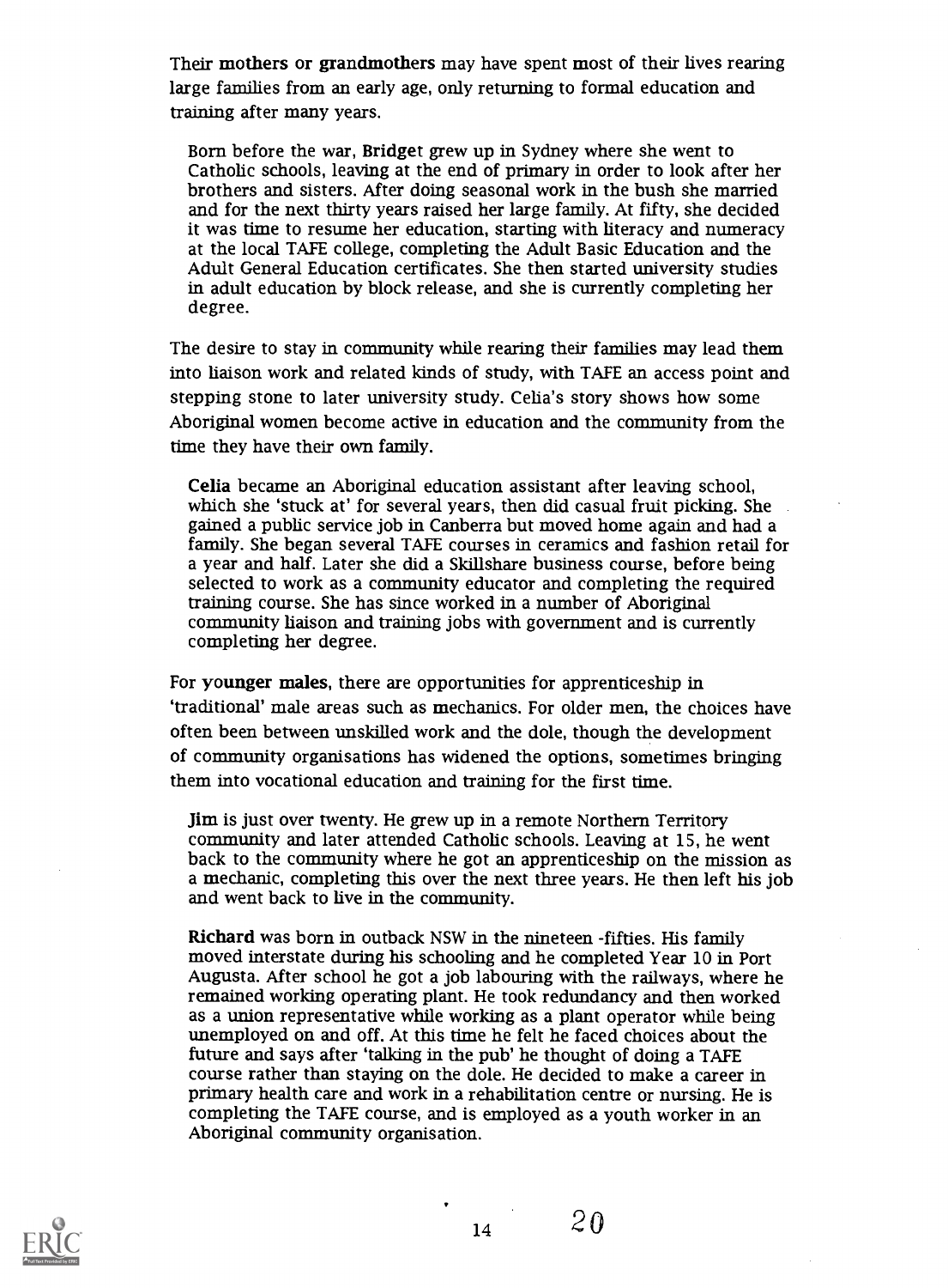Their **mothers** or **grandmothers** may have spent most of their lives rearing large families from an early age, only returning to formal education and training after many years.

> Born before the war, **Bridget** grew up in Sydney where she went to Catholic schools, leaving at the end of primary in order to look after her brothers and sisters. After doing seasonal work in the bush she married and for the next thirty years raised her large family. At fifty, she decided it was time to resume her education, starting with literacy and numeracy at the local TAFE college, completing the Adult Basic Education and the Adult General Education certificates. She then started university studies in adult education by block release, and she is currently completing her degree.

The desire to stay in community while rearing their families may lead them into liaison work and related kinds of study, with TAFE an access point and stepping stone to later university study. Celia's story shows how some Aboriginal women become active in education and the community from the time they have their own family.

> **Celia** became an Aboriginal education assistant after leaving school, which she 'stuck at' for several years, then did casual fruit picking. She gained a public service job in Canberra but moved home again and had a family. She began several TAFE courses in ceramics and fashion retail for a year and half. Later she did a Skillshare business course, before being selected to work as a community educator and completing the required training course. She has since worked in a number of Aboriginal community liaison and training jobs with government and is currently completing her degree.

For **younger males**, there are opportunities for apprenticeship in 'traditional' male areas such as mechanics. For older men, the choices have often been between unskilled work and the dole, though the development of community organisations has widened the options, sometimes bringing them into vocational education and training for the first time.

> **Jim** is just over twenty. He grew up in a remote Northern Territory community and later attended Catholic schools. Leaving at 15, he went back to the community where he got an apprenticeship on the mission as a mechanic, completing this over the next three years. He then left his job and went back to live in the community.
>
> **Richard** was born in outback NSW in the nineteen -fifties. His family moved interstate during his schooling and he completed Year 10 in Port Augusta. After school he got a job labouring with the railways, where he remained working operating plant. He took redundancy and then worked as a union representative while working as a plant operator while being unemployed on and off. At this time he felt he faced choices about the future and says after 'talking in the pub' he thought of doing a TAFE course rather than staying on the dole. He decided to make a career in primary health care and work in a rehabilitation centre or nursing. He is completing the TAFE course, and is employed as a youth worker in an Aboriginal community organisation.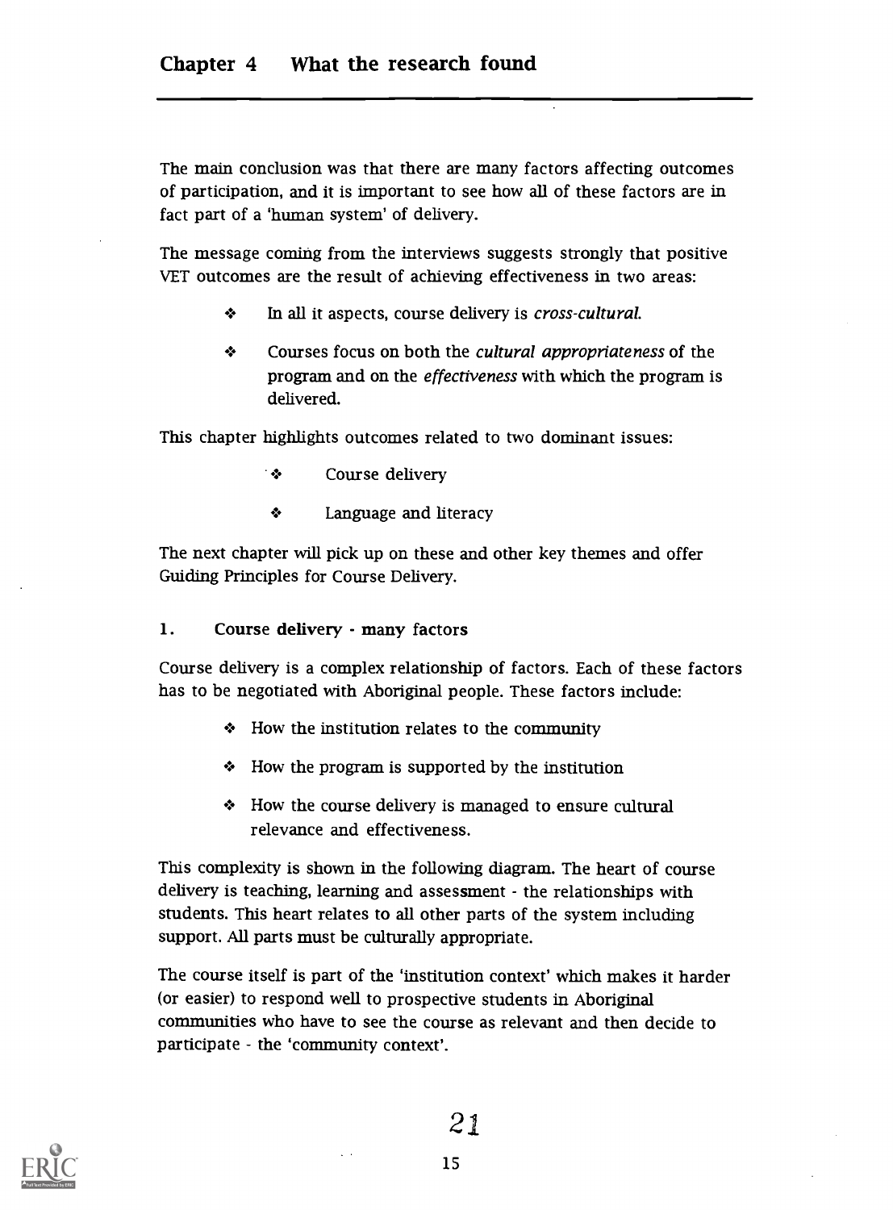## Chapter 4 What the research found

The main conclusion was that there are many factors affecting outcomes of participation, and it is important to see how all of these factors are in fact part of a 'human system' of delivery.

The message coming from the interviews suggests strongly that positive VET outcomes are the result of achieving effectiveness in two areas:

- In all it aspects, course delivery is *cross-cultural.*
- Courses focus on both the *cultural appropriateness* of the program and on the *effectiveness* with which the program is delivered.

This chapter highlights outcomes related to two dominant issues:

- Course delivery
- Language and literacy

The next chapter will pick up on these and other key themes and offer Guiding Principles for Course Delivery.

### 1. Course delivery - many factors

Course delivery is a complex relationship of factors. Each of these factors has to be negotiated with Aboriginal people. These factors include:

- How the institution relates to the community
- How the program is supported by the institution
- How the course delivery is managed to ensure cultural relevance and effectiveness.

This complexity is shown in the following diagram. The heart of course delivery is teaching, learning and assessment - the relationships with students. This heart relates to all other parts of the system including support. All parts must be culturally appropriate.

The course itself is part of the 'institution context' which makes it harder (or easier) to respond well to prospective students in Aboriginal communities who have to see the course as relevant and then decide to participate - the 'community context'.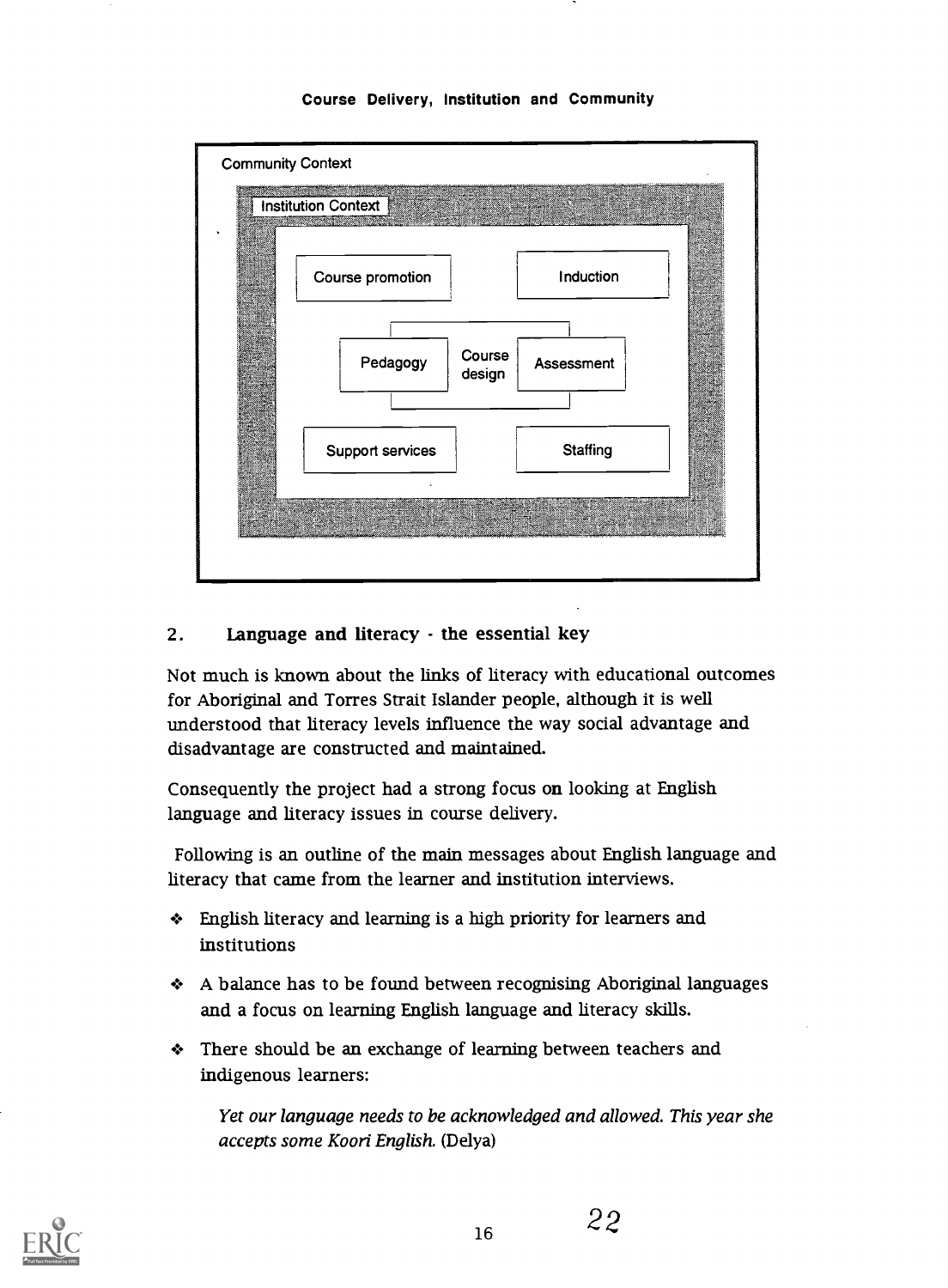**Course Delivery, Institution and Community**

Community Context

Institution Context

Course promotion

Induction

Pedagogy

Course design

Assessment

Support services

Staffing

## 2. Language and literacy - the essential key

Not much is known about the links of literacy with educational outcomes for Aboriginal and Torres Strait Islander people, although it is well understood that literacy levels influence the way social advantage and disadvantage are constructed and maintained.

Consequently the project had a strong focus on looking at English language and literacy issues in course delivery.

Following is an outline of the main messages about English language and literacy that came from the learner and institution interviews.

- English literacy and learning is a high priority for learners and institutions
- A balance has to be found between recognising Aboriginal languages and a focus on learning English language and literacy skills.
- There should be an exchange of learning between teachers and indigenous learners:

  *Yet our language needs to be acknowledged and allowed. This year she accepts some Koori English.* (Delya)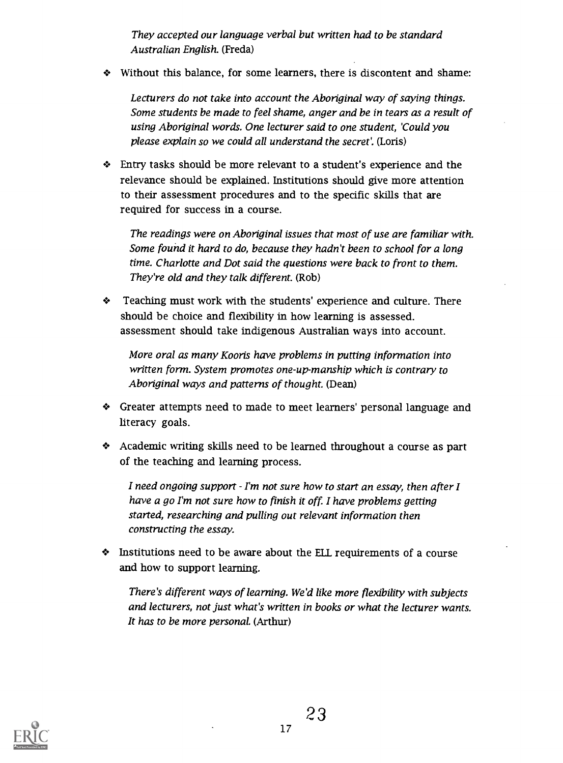*They accepted our language verbal but written had to be standard Australian English.* (Freda)

- Without this balance, for some learners, there is discontent and shame:

  *Lecturers do not take into account the Aboriginal way of saying things. Some students be made to feel shame, anger and be in tears as a result of using Aboriginal words. One lecturer said to one student, 'Could you please explain so we could all understand the secret'.* (Loris)

- Entry tasks should be more relevant to a student's experience and the relevance should be explained. Institutions should give more attention to their assessment procedures and to the specific skills that are required for success in a course.

  *The readings were on Aboriginal issues that most of use are familiar with. Some found it hard to do, because they hadn't been to school for a long time. Charlotte and Dot said the questions were back to front to them. They're old and they talk different.* (Rob)

- Teaching must work with the students' experience and culture. There should be choice and flexibility in how learning is assessed. assessment should take indigenous Australian ways into account.

  *More oral as many Kooris have problems in putting information into written form. System promotes one-up-manship which is contrary to Aboriginal ways and patterns of thought.* (Dean)

- Greater attempts need to made to meet learners' personal language and literacy goals.

- Academic writing skills need to be learned throughout a course as part of the teaching and learning process.

  *I need ongoing support - I'm not sure how to start an essay, then after I have a go I'm not sure how to finish it off. I have problems getting started, researching and pulling out relevant information then constructing the essay.*

- Institutions need to be aware about the ELL requirements of a course and how to support learning.

  *There's different ways of learning. We'd like more flexibility with subjects and lecturers, not just what's written in books or what the lecturer wants. It has to be more personal.* (Arthur)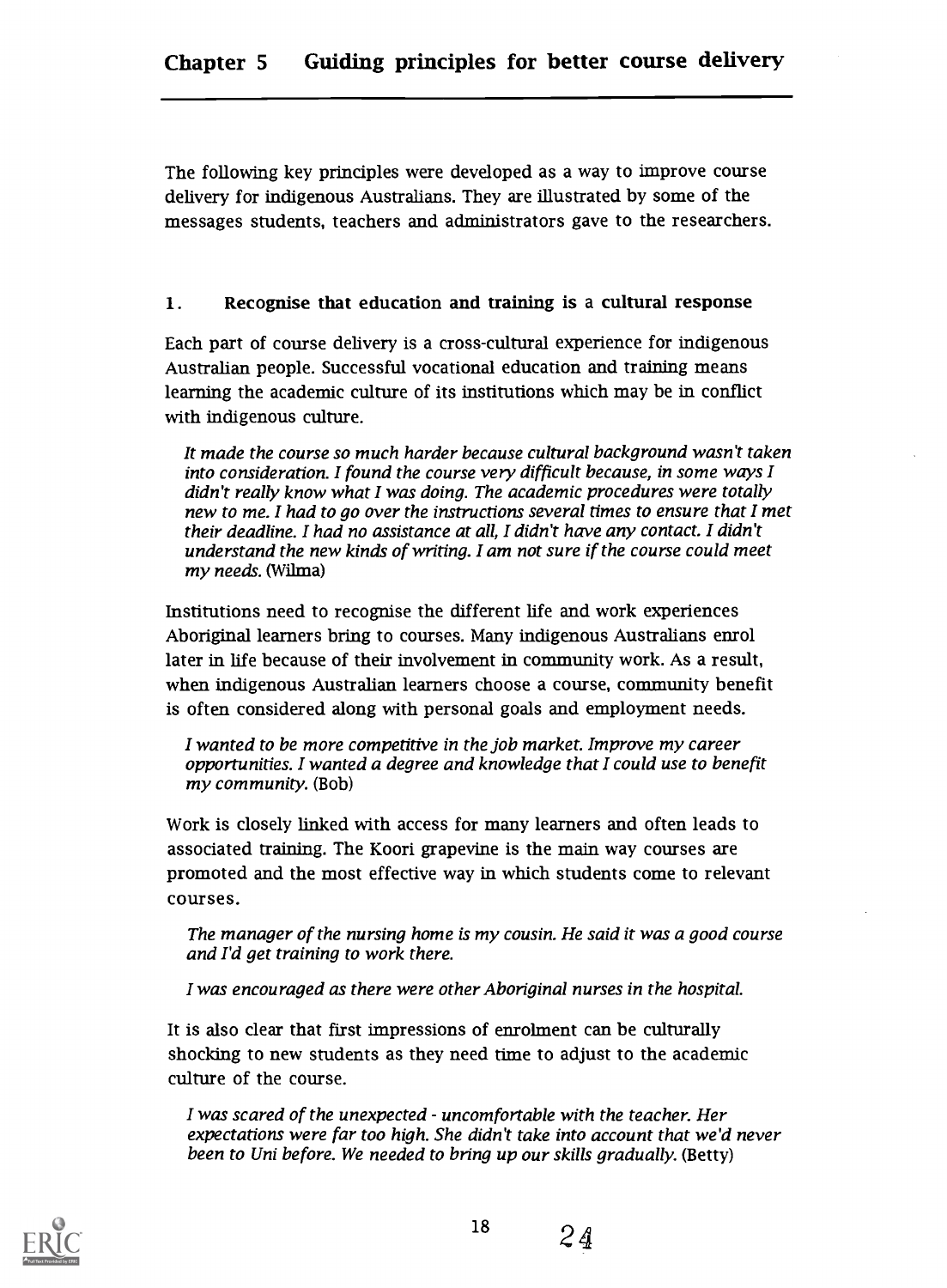# Chapter 5 Guiding principles for better course delivery

The following key principles were developed as a way to improve course delivery for indigenous Australians. They are illustrated by some of the messages students, teachers and administrators gave to the researchers.

## 1. Recognise that education and training is a cultural response

Each part of course delivery is a cross-cultural experience for indigenous Australian people. Successful vocational education and training means learning the academic culture of its institutions which may be in conflict with indigenous culture.

> *It made the course so much harder because cultural background wasn't taken into consideration. I found the course very difficult because, in some ways I didn't really know what I was doing. The academic procedures were totally new to me. I had to go over the instructions several times to ensure that I met their deadline. I had no assistance at all, I didn't have any contact. I didn't understand the new kinds of writing. I am not sure if the course could meet my needs.* (Wilma)

Institutions need to recognise the different life and work experiences Aboriginal learners bring to courses. Many indigenous Australians enrol later in life because of their involvement in community work. As a result, when indigenous Australian learners choose a course, community benefit is often considered along with personal goals and employment needs.

> *I wanted to be more competitive in the job market. Improve my career opportunities. I wanted a degree and knowledge that I could use to benefit my community.* (Bob)

Work is closely linked with access for many learners and often leads to associated training. The Koori grapevine is the main way courses are promoted and the most effective way in which students come to relevant courses.

> *The manager of the nursing home is my cousin. He said it was a good course and I'd get training to work there.*

> *I was encouraged as there were other Aboriginal nurses in the hospital.*

It is also clear that first impressions of enrolment can be culturally shocking to new students as they need time to adjust to the academic culture of the course.

> *I was scared of the unexpected - uncomfortable with the teacher. Her expectations were far too high. She didn't take into account that we'd never been to Uni before. We needed to bring up our skills gradually.* (Betty)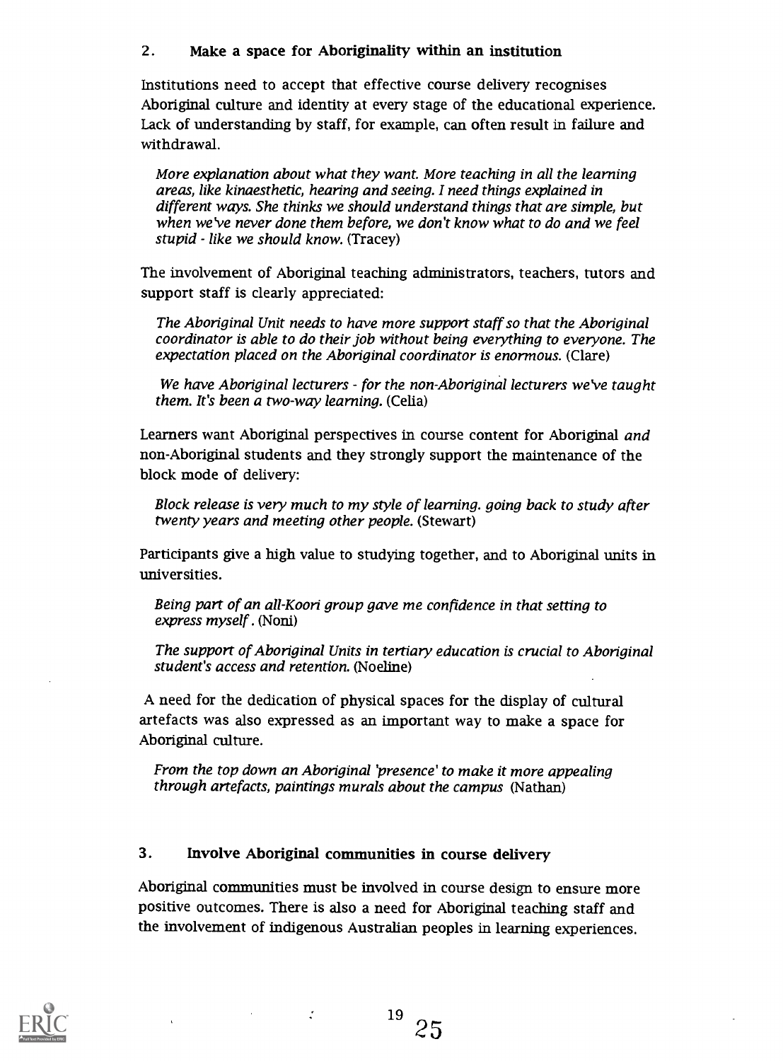## 2. Make a space for Aboriginality within an institution

Institutions need to accept that effective course delivery recognises Aboriginal culture and identity at every stage of the educational experience. Lack of understanding by staff, for example, can often result in failure and withdrawal.

> *More explanation about what they want. More teaching in all the learning areas, like kinaesthetic, hearing and seeing. I need things explained in different ways. She thinks we should understand things that are simple, but when we've never done them before, we don't know what to do and we feel stupid - like we should know.* (Tracey)

The involvement of Aboriginal teaching administrators, teachers, tutors and support staff is clearly appreciated:

> *The Aboriginal Unit needs to have more support staff so that the Aboriginal coordinator is able to do their job without being everything to everyone. The expectation placed on the Aboriginal coordinator is enormous.* (Clare)

> *We have Aboriginal lecturers - for the non-Aboriginal lecturers we've taught them. It's been a two-way learning.* (Celia)

Learners want Aboriginal perspectives in course content for Aboriginal *and* non-Aboriginal students and they strongly support the maintenance of the block mode of delivery:

> *Block release is very much to my style of learning. going back to study after twenty years and meeting other people.* (Stewart)

Participants give a high value to studying together, and to Aboriginal units in universities.

> *Being part of an all-Koori group gave me confidence in that setting to express myself*. (Noni)

> *The support of Aboriginal Units in tertiary education is crucial to Aboriginal student's access and retention.* (Noeline)

A need for the dedication of physical spaces for the display of cultural artefacts was also expressed as an important way to make a space for Aboriginal culture.

> *From the top down an Aboriginal 'presence' to make it more appealing through artefacts, paintings murals about the campus* (Nathan)

## 3. Involve Aboriginal communities in course delivery

Aboriginal communities must be involved in course design to ensure more positive outcomes. There is also a need for Aboriginal teaching staff and the involvement of indigenous Australian peoples in learning experiences.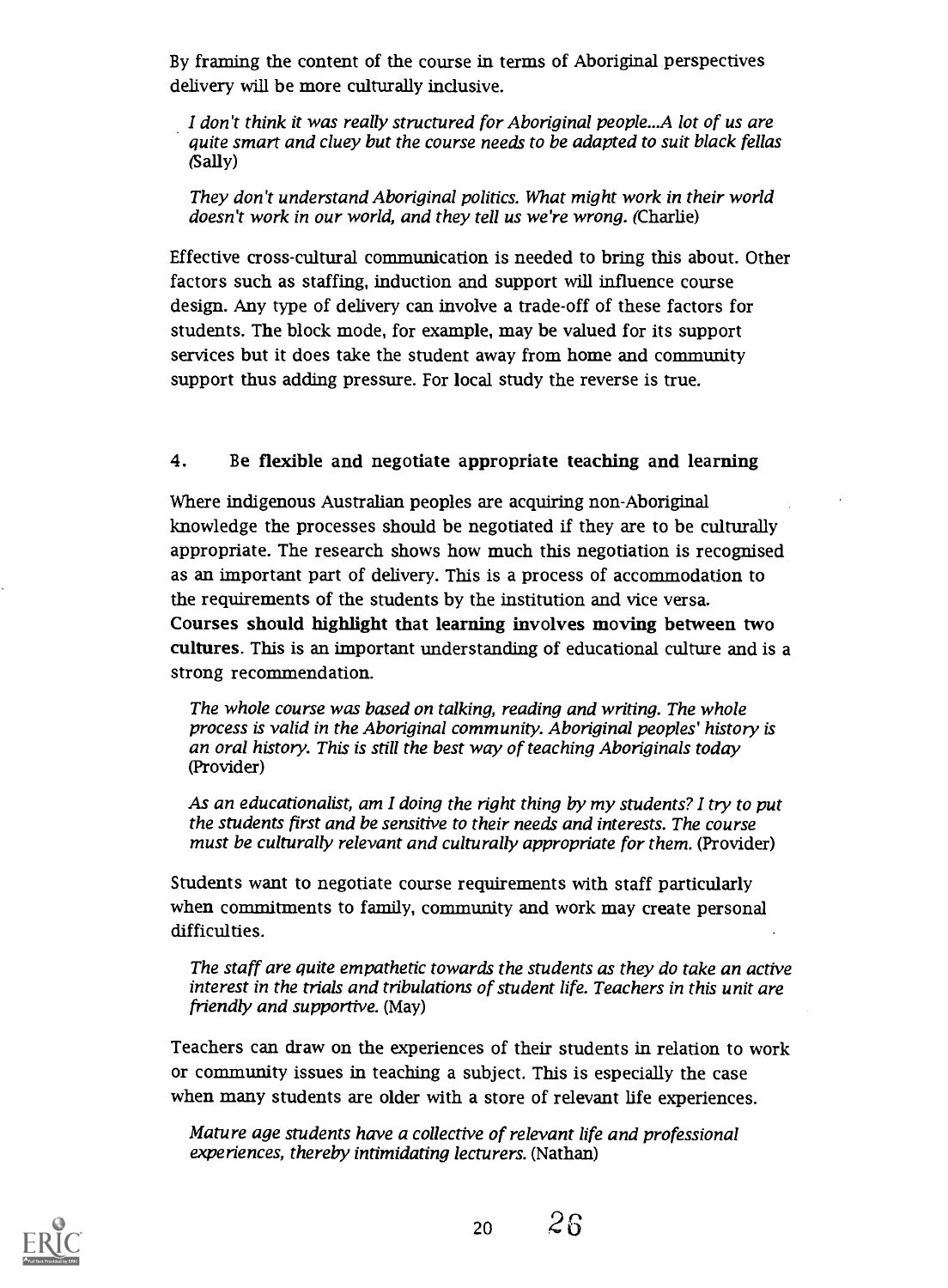By framing the content of the course in terms of Aboriginal perspectives delivery will be more culturally inclusive.

> *I don't think it was really structured for Aboriginal people...A lot of us are quite smart and cluey but the course needs to be adapted to suit black fellas* (Sally)

> *They don't understand Aboriginal politics. What might work in their world doesn't work in our world, and they tell us we're wrong.* (Charlie)

Effective cross-cultural communication is needed to bring this about. Other factors such as staffing, induction and support will influence course design. Any type of delivery can involve a trade-off of these factors for students. The block mode, for example, may be valued for its support services but it does take the student away from home and community support thus adding pressure. For local study the reverse is true.

### 4. Be **flexible** and **negotiate** appropriate **teaching and learning**

Where indigenous Australian peoples are acquiring non-Aboriginal knowledge the processes should be negotiated if they are to be culturally appropriate. The research shows how much this negotiation is recognised as an important part of delivery. This is a process of accommodation to the requirements of the students by the institution and vice versa. **Courses should highlight that learning involves moving between two cultures.** This is an important understanding of educational culture and is a strong recommendation.

> *The whole course was based on talking, reading and writing. The whole process is valid in the Aboriginal community. Aboriginal peoples' history is an oral history. This is still the best way of teaching Aboriginals today* (Provider)

> *As an educationalist, am I doing the right thing by my students? I try to put the students first and be sensitive to their needs and interests. The course must be culturally relevant and culturally appropriate for them.* (Provider)

Students want to negotiate course requirements with staff particularly when commitments to family, community and work may create personal difficulties.

> *The staff are quite empathetic towards the students as they do take an active interest in the trials and tribulations of student life. Teachers in this unit are friendly and supportive.* (May)

Teachers can draw on the experiences of their students in relation to work or community issues in teaching a subject. This is especially the case when many students are older with a store of relevant life experiences.

> *Mature age students have a collective of relevant life and professional experiences, thereby intimidating lecturers.* (Nathan)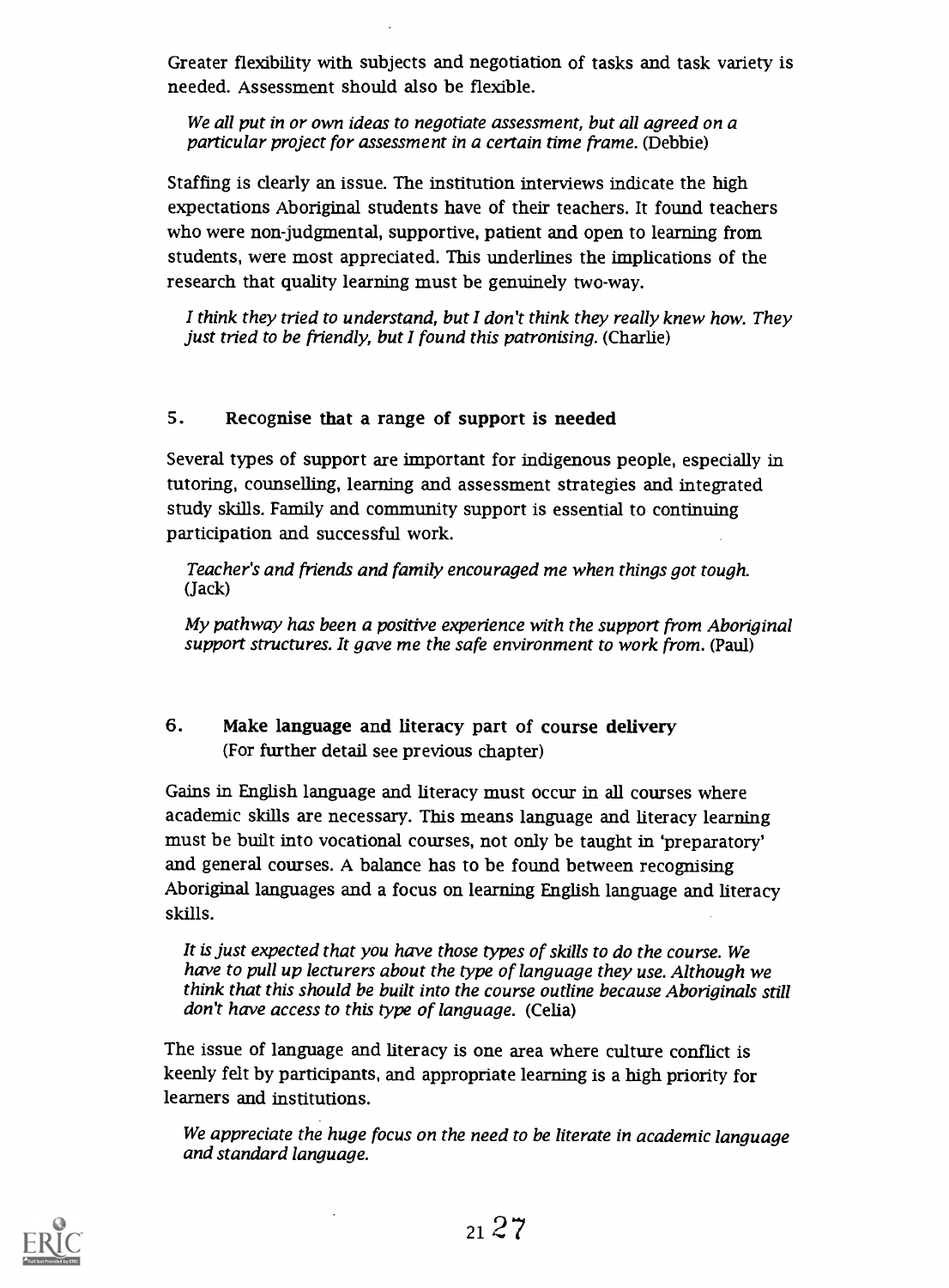Greater flexibility with subjects and negotiation of tasks and task variety is needed. Assessment should also be flexible.

> *We all put in or own ideas to negotiate assessment, but all agreed on a particular project for assessment in a certain time frame.* (Debbie)

Staffing is clearly an issue. The institution interviews indicate the high expectations Aboriginal students have of their teachers. It found teachers who were non-judgmental, supportive, patient and open to learning from students, were most appreciated. This underlines the implications of the research that quality learning must be genuinely two-way.

> *I think they tried to understand, but I don't think they really knew how. They just tried to be friendly, but I found this patronising.* (Charlie)

### 5. Recognise that a range of support is needed

Several types of support are important for indigenous people, especially in tutoring, counselling, learning and assessment strategies and integrated study skills. Family and community support is essential to continuing participation and successful work.

> *Teacher's and friends and family encouraged me when things got tough.* (Jack)

> *My pathway has been a positive experience with the support from Aboriginal support structures. It gave me the safe environment to work from.* (Paul)

### 6. Make language and literacy part of course delivery
(For further detail see previous chapter)

Gains in English language and literacy must occur in all courses where academic skills are necessary. This means language and literacy learning must be built into vocational courses, not only be taught in 'preparatory' and general courses. A balance has to be found between recognising Aboriginal languages and a focus on learning English language and literacy skills.

> *It is just expected that you have those types of skills to do the course. We have to pull up lecturers about the type of language they use. Although we think that this should be built into the course outline because Aboriginals still don't have access to this type of language.* (Celia)

The issue of language and literacy is one area where culture conflict is keenly felt by participants, and appropriate learning is a high priority for learners and institutions.

> *We appreciate the huge focus on the need to be literate in academic language and standard language.*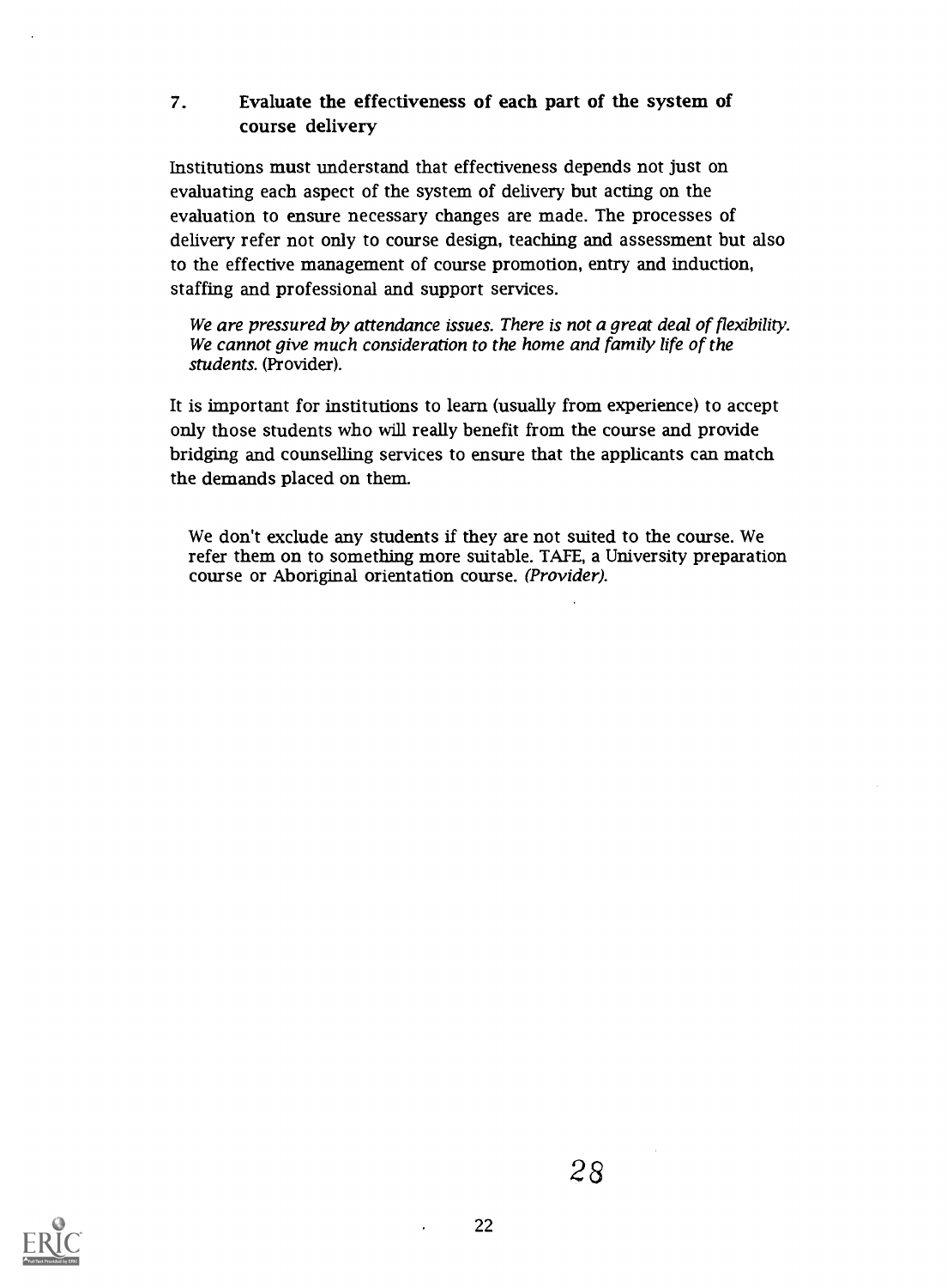### 7. Evaluate the effectiveness of each part of the system of course delivery

Institutions must understand that effectiveness depends not just on evaluating each aspect of the system of delivery but acting on the evaluation to ensure necessary changes are made. The processes of delivery refer not only to course design, teaching and assessment but also to the effective management of course promotion, entry and induction, staffing and professional and support services.

> *We are pressured by attendance issues. There is not a great deal of flexibility. We cannot give much consideration to the home and family life of the students.* (Provider).

It is important for institutions to learn (usually from experience) to accept only those students who will really benefit from the course and provide bridging and counselling services to ensure that the applicants can match the demands placed on them.

> We don't exclude any students if they are not suited to the course. We refer them on to something more suitable. TAFE, a University preparation course or Aboriginal orientation course. *(Provider).*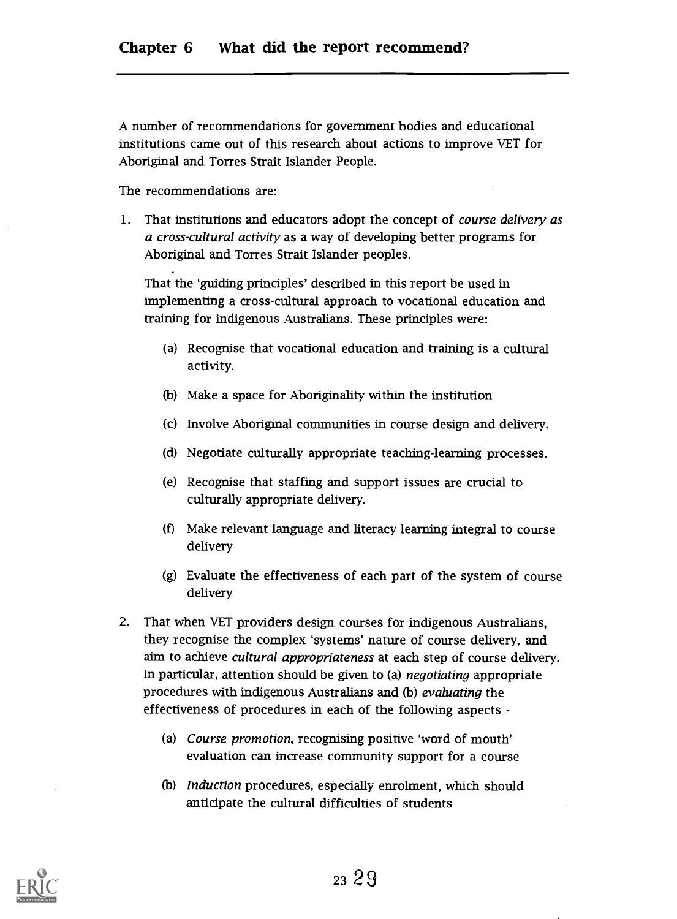# Chapter 6 What did the report recommend?

A number of recommendations for government bodies and educational institutions came out of this research about actions to improve VET for Aboriginal and Torres Strait Islander People.

The recommendations are:

1. That institutions and educators adopt the concept of *course delivery as a cross-cultural activity* as a way of developing better programs for Aboriginal and Torres Strait Islander peoples.

   That the 'guiding principles' described in this report be used in implementing a cross-cultural approach to vocational education and training for indigenous Australians. These principles were:

   (a) Recognise that vocational education and training is a cultural activity.

   (b) Make a space for Aboriginality within the institution

   (c) Involve Aboriginal communities in course design and delivery.

   (d) Negotiate culturally appropriate teaching-learning processes.

   (e) Recognise that staffing and support issues are crucial to culturally appropriate delivery.

   (f) Make relevant language and literacy learning integral to course delivery

   (g) Evaluate the effectiveness of each part of the system of course delivery

2. That when VET providers design courses for indigenous Australians, they recognise the complex 'systems' nature of course delivery, and aim to achieve *cultural appropriateness* at each step of course delivery. In particular, attention should be given to (a) *negotiating* appropriate procedures with indigenous Australians and (b) *evaluating* the effectiveness of procedures in each of the following aspects -

   (a) *Course promotion*, recognising positive 'word of mouth' evaluation can increase community support for a course

   (b) *Induction* procedures, especially enrolment, which should anticipate the cultural difficulties of students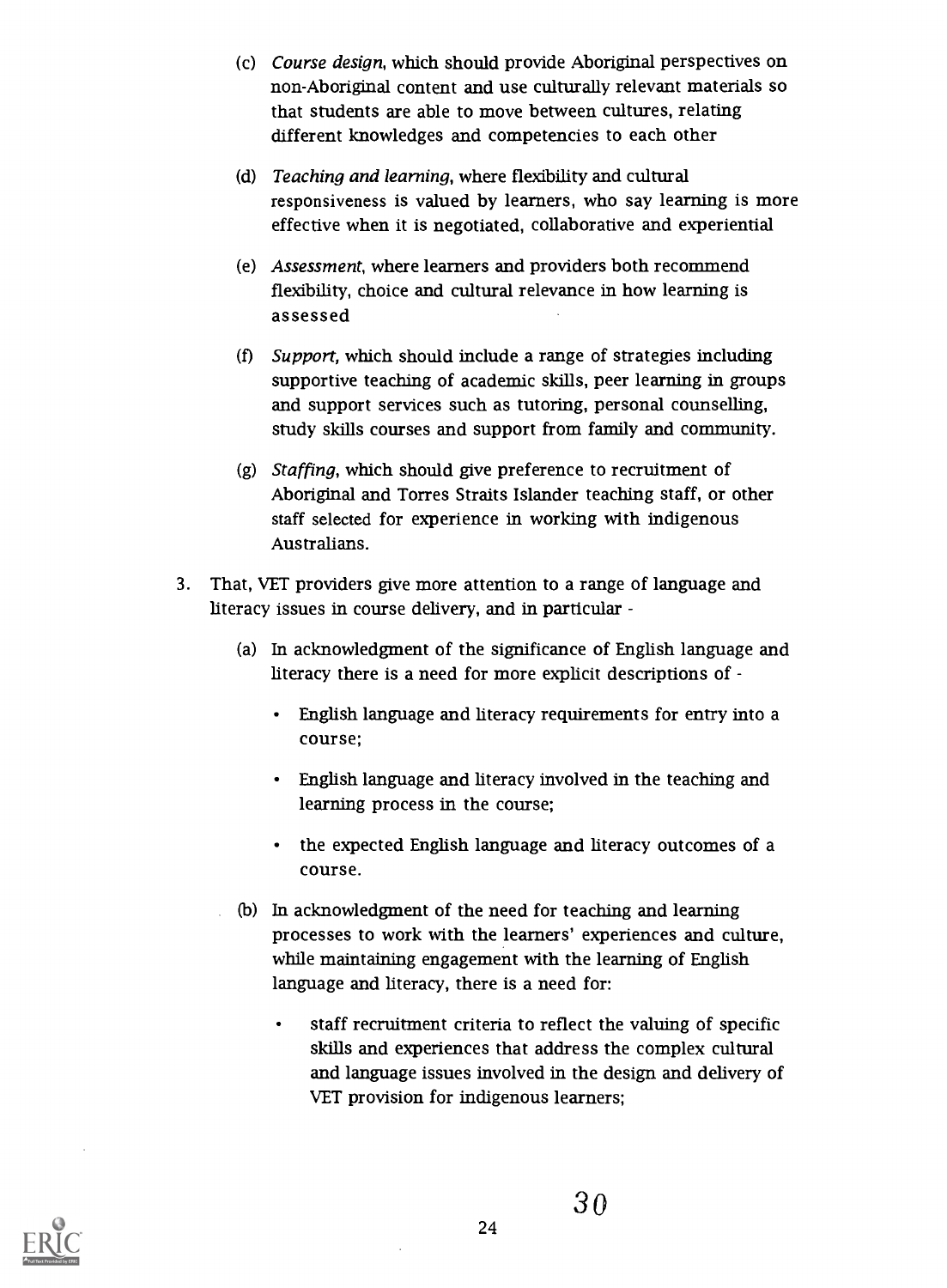(c) *Course design*, which should provide Aboriginal perspectives on non-Aboriginal content and use culturally relevant materials so that students are able to move between cultures, relating different knowledges and competencies to each other

(d) *Teaching and learning*, where flexibility and cultural responsiveness is valued by learners, who say learning is more effective when it is negotiated, collaborative and experiential

(e) *Assessment*, where learners and providers both recommend flexibility, choice and cultural relevance in how learning is assessed

(f) *Support*, which should include a range of strategies including supportive teaching of academic skills, peer learning in groups and support services such as tutoring, personal counselling, study skills courses and support from family and community.

(g) *Staffing*, which should give preference to recruitment of Aboriginal and Torres Straits Islander teaching staff, or other staff selected for experience in working with indigenous Australians.

3. That, VET providers give more attention to a range of language and literacy issues in course delivery, and in particular -

   (a) In acknowledgment of the significance of English language and literacy there is a need for more explicit descriptions of -

   - English language and literacy requirements for entry into a course;
   - English language and literacy involved in the teaching and learning process in the course;
   - the expected English language and literacy outcomes of a course.

   (b) In acknowledgment of the need for teaching and learning processes to work with the learners' experiences and culture, while maintaining engagement with the learning of English language and literacy, there is a need for:

   - staff recruitment criteria to reflect the valuing of specific skills and experiences that address the complex cultural and language issues involved in the design and delivery of VET provision for indigenous learners;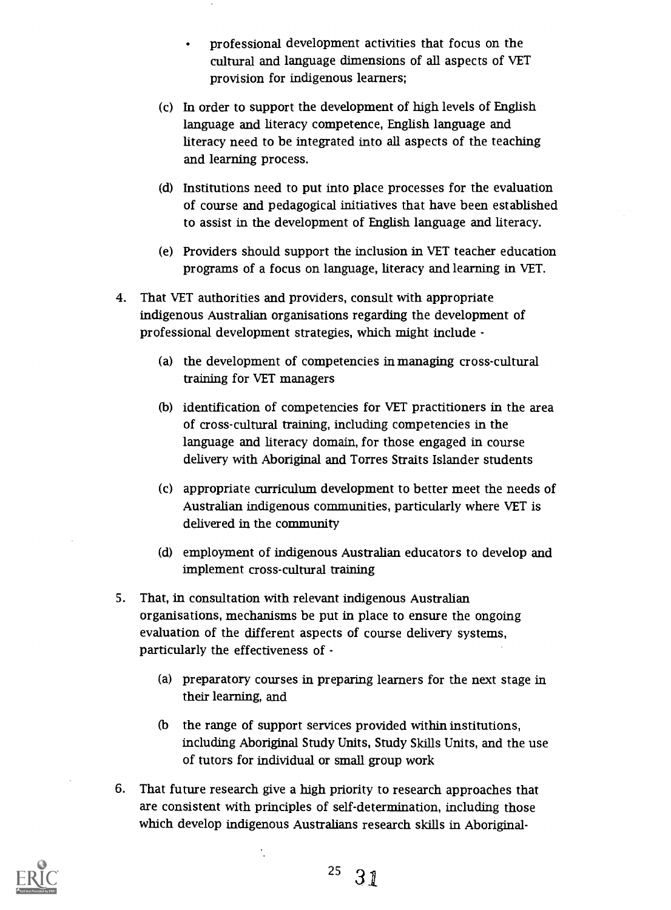- professional development activities that focus on the cultural and language dimensions of all aspects of VET provision for indigenous learners;

(c) In order to support the development of high levels of English language and literacy competence, English language and literacy need to be integrated into all aspects of the teaching and learning process.

(d) Institutions need to put into place processes for the evaluation of course and pedagogical initiatives that have been established to assist in the development of English language and literacy.

(e) Providers should support the inclusion in VET teacher education programs of a focus on language, literacy and learning in VET.

4. That VET authorities and providers, consult with appropriate indigenous Australian organisations regarding the development of professional development strategies, which might include -

    (a) the development of competencies in managing cross-cultural training for VET managers

    (b) identification of competencies for VET practitioners in the area of cross-cultural training, including competencies in the language and literacy domain, for those engaged in course delivery with Aboriginal and Torres Straits Islander students

    (c) appropriate curriculum development to better meet the needs of Australian indigenous communities, particularly where VET is delivered in the community

    (d) employment of indigenous Australian educators to develop and implement cross-cultural training

5. That, in consultation with relevant indigenous Australian organisations, mechanisms be put in place to ensure the ongoing evaluation of the different aspects of course delivery systems, particularly the effectiveness of -

    (a) preparatory courses in preparing learners for the next stage in their learning, and

    (b the range of support services provided within institutions, including Aboriginal Study Units, Study Skills Units, and the use of tutors for individual or small group work

6. That future research give a high priority to research approaches that are consistent with principles of self-determination, including those which develop indigenous Australians research skills in Aboriginal-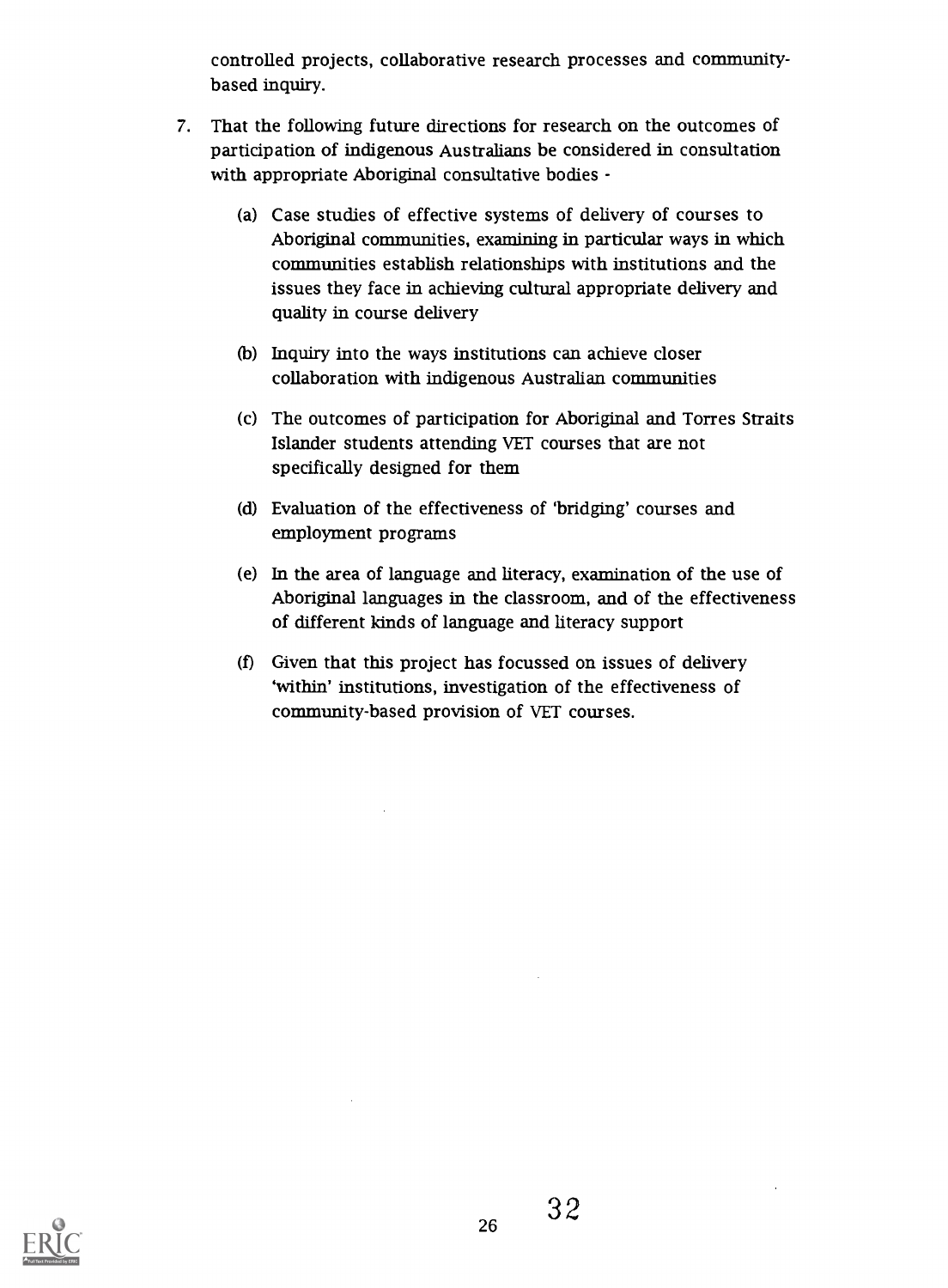controlled projects, collaborative research processes and community-based inquiry.

7. That the following future directions for research on the outcomes of participation of indigenous Australians be considered in consultation with appropriate Aboriginal consultative bodies -

   (a) Case studies of effective systems of delivery of courses to Aboriginal communities, examining in particular ways in which communities establish relationships with institutions and the issues they face in achieving cultural appropriate delivery and quality in course delivery

   (b) Inquiry into the ways institutions can achieve closer collaboration with indigenous Australian communities

   (c) The outcomes of participation for Aboriginal and Torres Straits Islander students attending VET courses that are not specifically designed for them

   (d) Evaluation of the effectiveness of 'bridging' courses and employment programs

   (e) In the area of language and literacy, examination of the use of Aboriginal languages in the classroom, and of the effectiveness of different kinds of language and literacy support

   (f) Given that this project has focussed on issues of delivery 'within' institutions, investigation of the effectiveness of community-based provision of VET courses.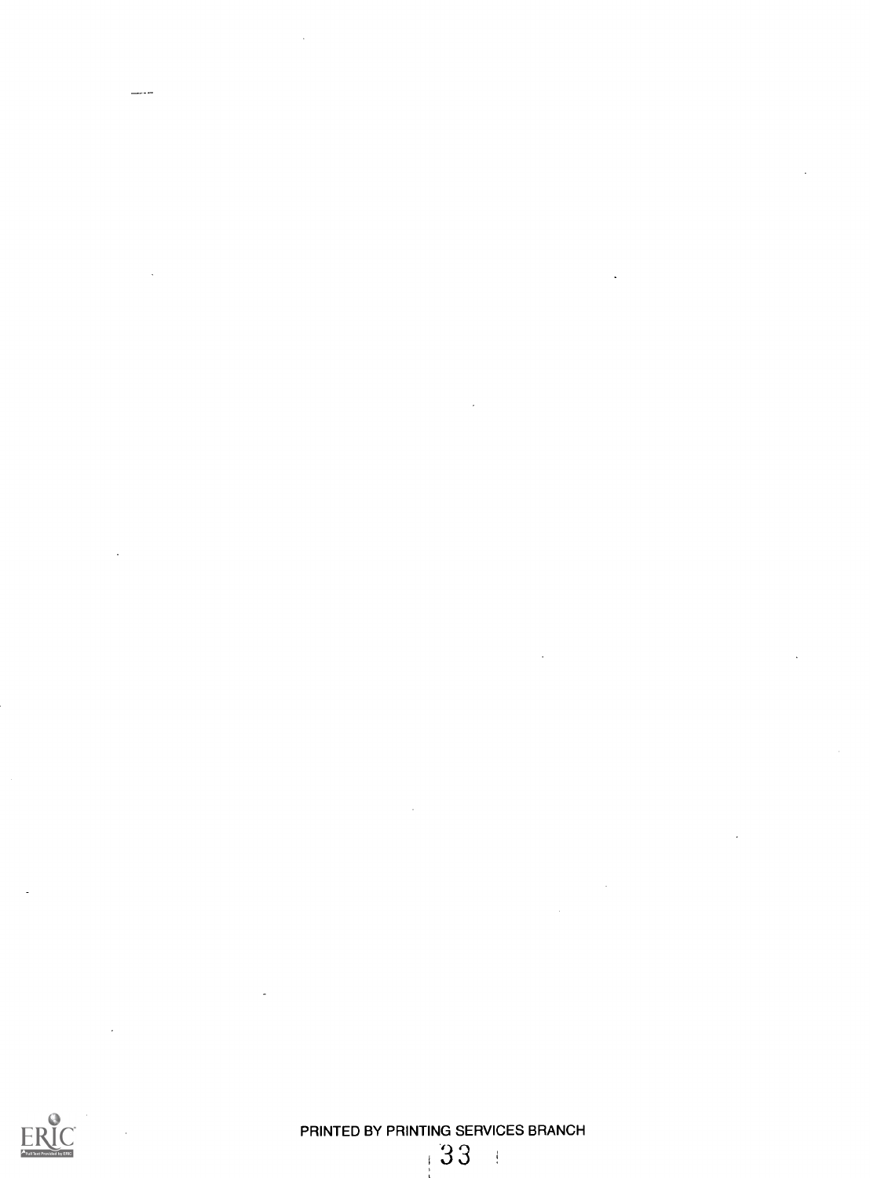PRINTED BY PRINTING SERVICES BRANCH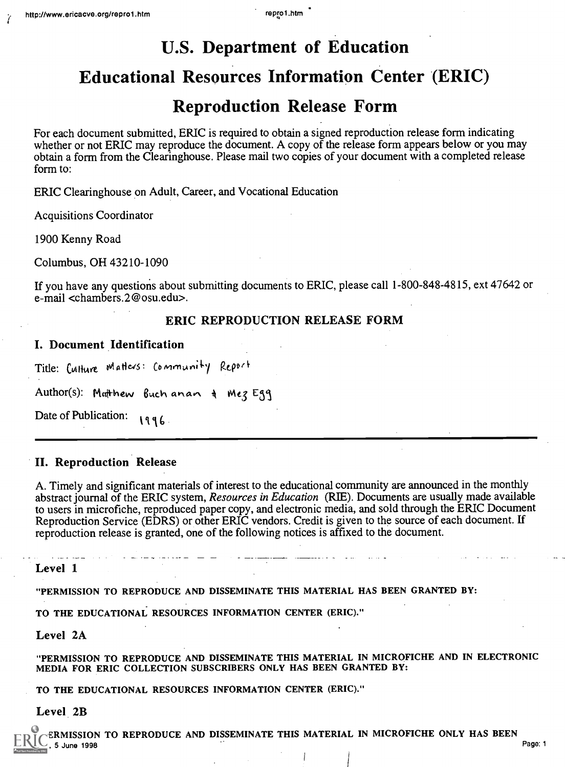# U.S. Department of Education

# Educational Resources Information Center (ERIC)

# Reproduction Release Form

For each document submitted, ERIC is required to obtain a signed reproduction release form indicating whether or not ERIC may reproduce the document. A copy of the release form appears below or you may obtain a form from the Clearinghouse. Please mail two copies of your document with a completed release form to:

ERIC Clearinghouse on Adult, Career, and Vocational Education

Acquisitions Coordinator

1900 Kenny Road

Columbus, OH 43210-1090

If you have any questions about submitting documents to ERIC, please call 1-800-848-4815, ext 47642 or e-mail <chambers.2@osu.edu>.

### ERIC REPRODUCTION RELEASE FORM

## I. Document Identification

Title: Culture Matters: Community Report

Author(s): Matthew Buchanan & Mez Egg

Date of Publication: 1996.

---

## II. Reproduction Release

A. Timely and significant materials of interest to the educational community are announced in the monthly abstract journal of the ERIC system, *Resources in Education* (RIE). Documents are usually made available to users in microfiche, reproduced paper copy, and electronic media, and sold through the ERIC Document Reproduction Service (EDRS) or other ERIC vendors. Credit is given to the source of each document. If reproduction release is granted, one of the following notices is affixed to the document.

**Level 1**

"PERMISSION TO REPRODUCE AND DISSEMINATE THIS MATERIAL HAS BEEN GRANTED BY:

TO THE EDUCATIONAL RESOURCES INFORMATION CENTER (ERIC)."

**Level 2A**

"PERMISSION TO REPRODUCE AND DISSEMINATE THIS MATERIAL IN MICROFICHE AND IN ELECTRONIC MEDIA FOR ERIC COLLECTION SUBSCRIBERS ONLY HAS BEEN GRANTED BY:

TO THE EDUCATIONAL RESOURCES INFORMATION CENTER (ERIC)."

**Level 2B**

"PERMISSION TO REPRODUCE AND DISSEMINATE THIS MATERIAL IN MICROFICHE ONLY HAS BEEN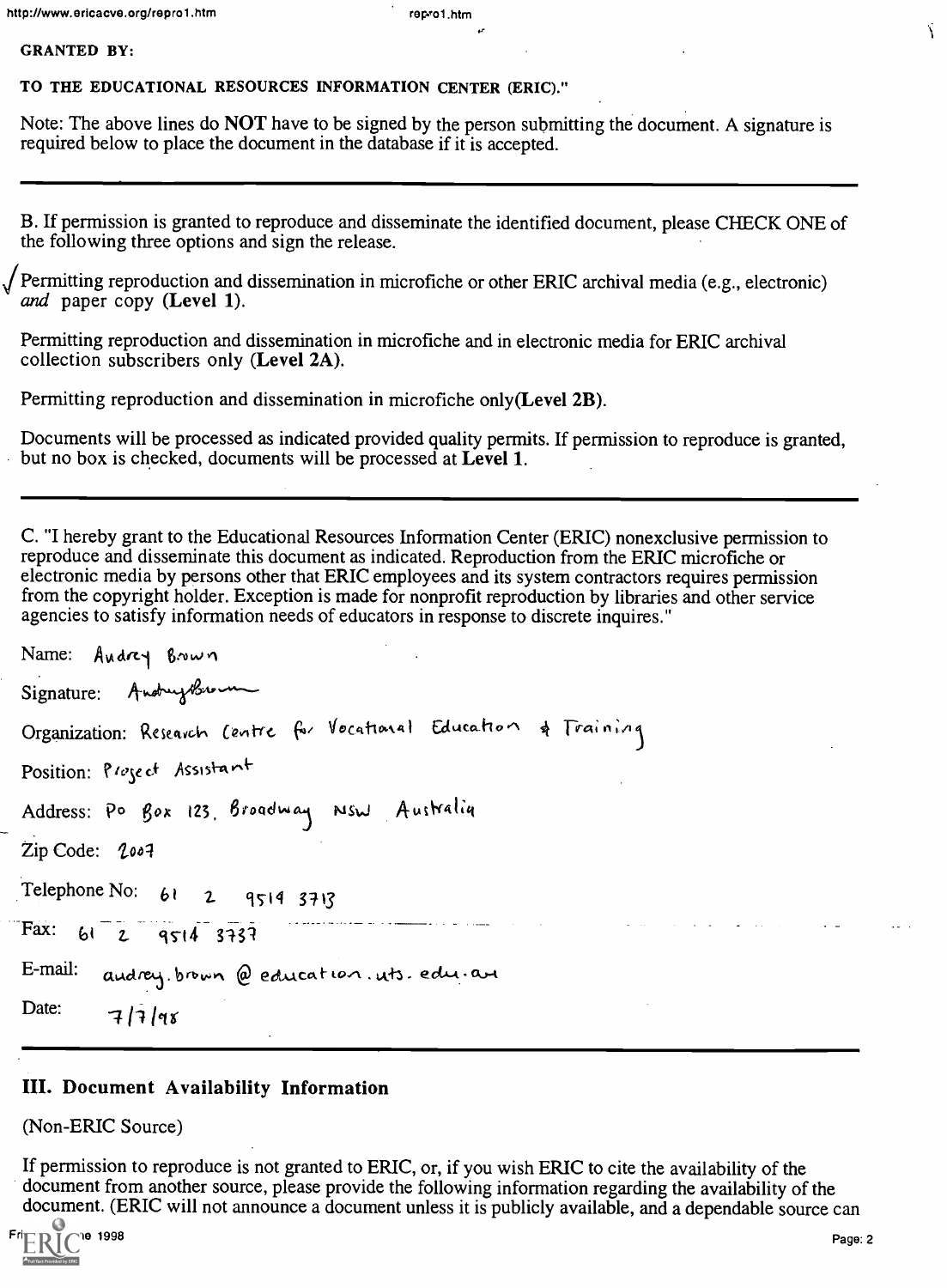GRANTED BY:

TO THE EDUCATIONAL RESOURCES INFORMATION CENTER (ERIC)."

Note: The above lines do **NOT** have to be signed by the person submitting the document. A signature is required below to place the document in the database if it is accepted.

---

B. If permission is granted to reproduce and disseminate the identified document, please CHECK ONE of the following three options and sign the release.

√ Permitting reproduction and dissemination in microfiche or other ERIC archival media (e.g., electronic) *and* paper copy (**Level 1**).

Permitting reproduction and dissemination in microfiche and in electronic media for ERIC archival collection subscribers only (**Level 2A**).

Permitting reproduction and dissemination in microfiche only(**Level 2B**).

Documents will be processed as indicated provided quality permits. If permission to reproduce is granted, but no box is checked, documents will be processed at **Level 1**.

---

C. "I hereby grant to the Educational Resources Information Center (ERIC) nonexclusive permission to reproduce and disseminate this document as indicated. Reproduction from the ERIC microfiche or electronic media by persons other that ERIC employees and its system contractors requires permission from the copyright holder. Exception is made for nonprofit reproduction by libraries and other service agencies to satisfy information needs of educators in response to discrete inquires."

Name: Audrey Brown

Signature: Audrey Brown

Organization: Research Centre for Vocational Education & Training

Position: Project Assistant

Address: PO Box 123, Broadway NSW Australia

Zip Code: 2007

Telephone No: 61 2 9514 3713

Fax: 61 2 9514 3737

E-mail: audrey.brown@education.uts.edu.au

Date: 7/7/98

---

## III. Document Availability Information

(Non-ERIC Source)

If permission to reproduce is not granted to ERIC, or, if you wish ERIC to cite the availability of the document from another source, please provide the following information regarding the availability of the document. (ERIC will not announce a document unless it is publicly available, and a dependable source can